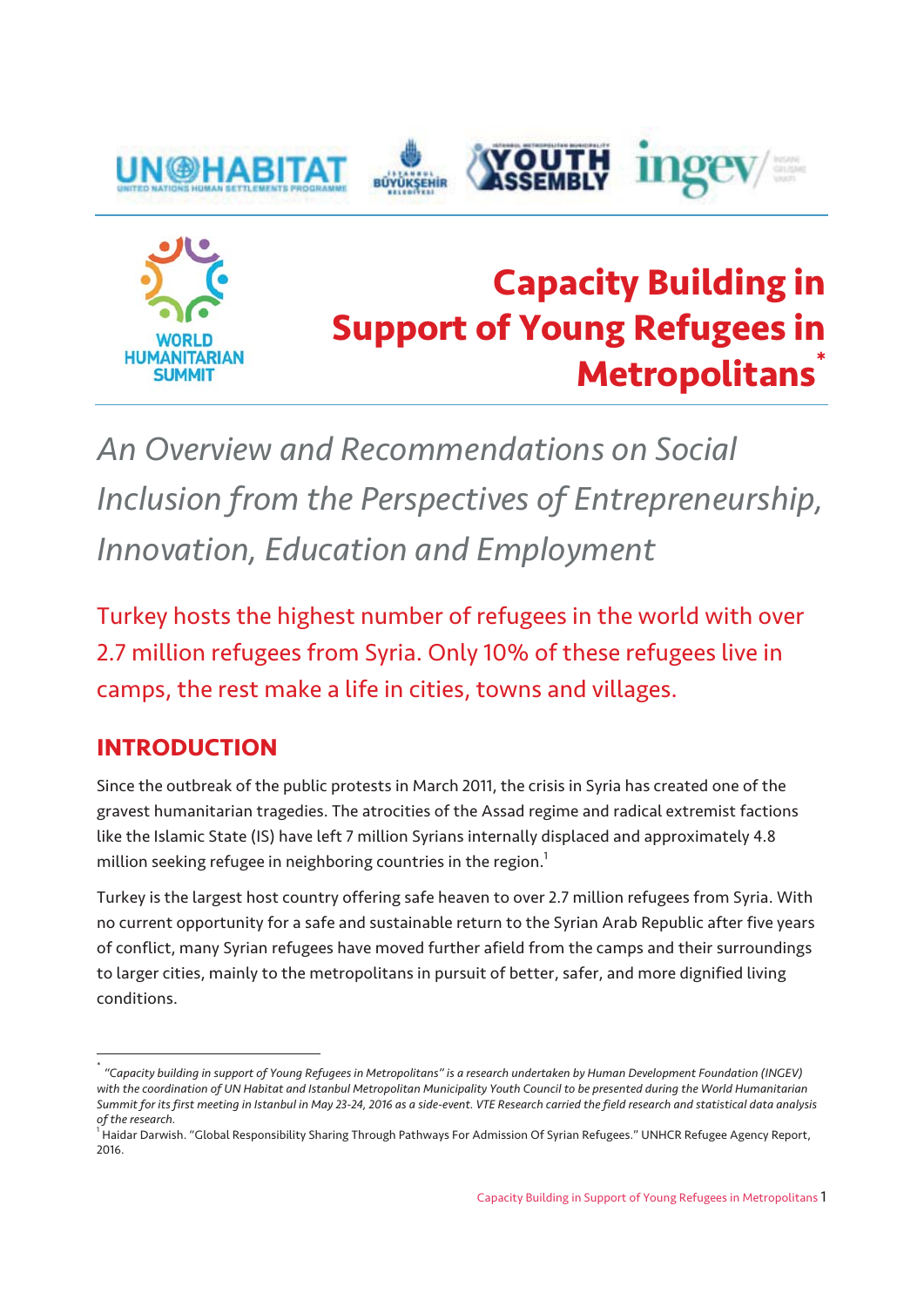# Capacity Building in Support of Young Refugees in Metropolitans*

*An Overview and Recommendations on Social Inclusion from the Perspectives of Entrepreneurship, Innovation, Education and Employment*

Turkey hosts the highest number of refugees in the world with over 2.7 million refugees from Syria. Only 10% of these refugees live in camps, the rest make a life in cities, towns and villages.

## INTRODUCTION

Since the outbreak of the public protests in March 2011, the crisis in Syria has created one of the gravest humanitarian tragedies. The atrocities of the Assad regime and radical extremist factions like the Islamic State (IS) have left 7 million Syrians internally displaced and approximately 4.8 million seeking refugee in neighboring countries in the region.[1]

Turkey is the largest host country offering safe heaven to over 2.7 million refugees from Syria. With no current opportunity for a safe and sustainable return to the Syrian Arab Republic after five years of conflict, many Syrian refugees have moved further afield from the camps and their surroundings to larger cities, mainly to the metropolitans in pursuit of better, safer, and more dignified living conditions.

---

\* *"Capacity building in support of Young Refugees in Metropolitans" is a research undertaken by Human Development Foundation (INGEV) with the coordination of UN Habitat and Istanbul Metropolitan Municipality Youth Council to be presented during the World Humanitarian Summit for its first meeting in Istanbul in May 23-24, 2016 as a side-event. VTE Research carried the field research and statistical data analysis of the research.*

[1] Haidar Darwish. "Global Responsibility Sharing Through Pathways For Admission Of Syrian Refugees." UNHCR Refugee Agency Report, 2016.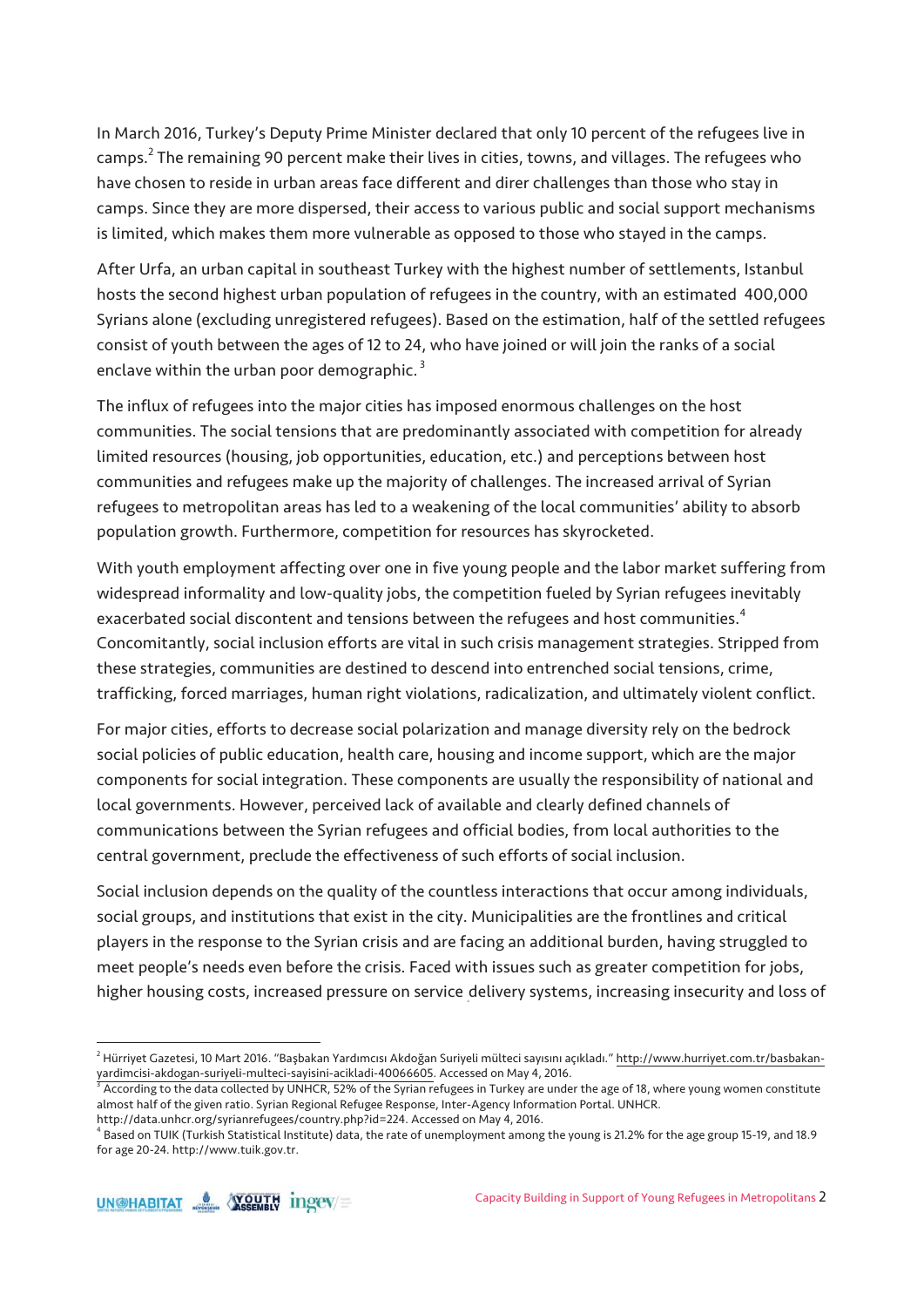In March 2016, Turkey's Deputy Prime Minister declared that only 10 percent of the refugees live in camps.[2] The remaining 90 percent make their lives in cities, towns, and villages. The refugees who have chosen to reside in urban areas face different and direr challenges than those who stay in camps. Since they are more dispersed, their access to various public and social support mechanisms is limited, which makes them more vulnerable as opposed to those who stayed in the camps.

After Urfa, an urban capital in southeast Turkey with the highest number of settlements, Istanbul hosts the second highest urban population of refugees in the country, with an estimated 400,000 Syrians alone (excluding unregistered refugees). Based on the estimation, half of the settled refugees consist of youth between the ages of 12 to 24, who have joined or will join the ranks of a social enclave within the urban poor demographic.[3]

The influx of refugees into the major cities has imposed enormous challenges on the host communities. The social tensions that are predominantly associated with competition for already limited resources (housing, job opportunities, education, etc.) and perceptions between host communities and refugees make up the majority of challenges. The increased arrival of Syrian refugees to metropolitan areas has led to a weakening of the local communities' ability to absorb population growth. Furthermore, competition for resources has skyrocketed.

With youth employment affecting over one in five young people and the labor market suffering from widespread informality and low-quality jobs, the competition fueled by Syrian refugees inevitably exacerbated social discontent and tensions between the refugees and host communities.[4] Concomitantly, social inclusion efforts are vital in such crisis management strategies. Stripped from these strategies, communities are destined to descend into entrenched social tensions, crime, trafficking, forced marriages, human right violations, radicalization, and ultimately violent conflict.

For major cities, efforts to decrease social polarization and manage diversity rely on the bedrock social policies of public education, health care, housing and income support, which are the major components for social integration. These components are usually the responsibility of national and local governments. However, perceived lack of available and clearly defined channels of communications between the Syrian refugees and official bodies, from local authorities to the central government, preclude the effectiveness of such efforts of social inclusion.

Social inclusion depends on the quality of the countless interactions that occur among individuals, social groups, and institutions that exist in the city. Municipalities are the frontlines and critical players in the response to the Syrian crisis and are facing an additional burden, having struggled to meet people's needs even before the crisis. Faced with issues such as greater competition for jobs, higher housing costs, increased pressure on service delivery systems, increasing insecurity and loss of

---

[2] Hürriyet Gazetesi, 10 Mart 2016. "Başbakan Yardımcısı Akdoğan Suriyeli mülteci sayısını açıkladı." http://www.hurriyet.com.tr/basbakan-yardimcisi-akdogan-suriyeli-multeci-sayisini-acikladi-40066605. Accessed on May 4, 2016.

[3] According to the data collected by UNHCR, 52% of the Syrian refugees in Turkey are under the age of 18, where young women constitute almost half of the given ratio. Syrian Regional Refugee Response, Inter-Agency Information Portal. UNHCR. http://data.unhcr.org/syrianrefugees/country.php?id=224. Accessed on May 4, 2016.

[4] Based on TUIK (Turkish Statistical Institute) data, the rate of unemployment among the young is 21.2% for the age group 15-19, and 18.9 for age 20-24. http://www.tuik.gov.tr.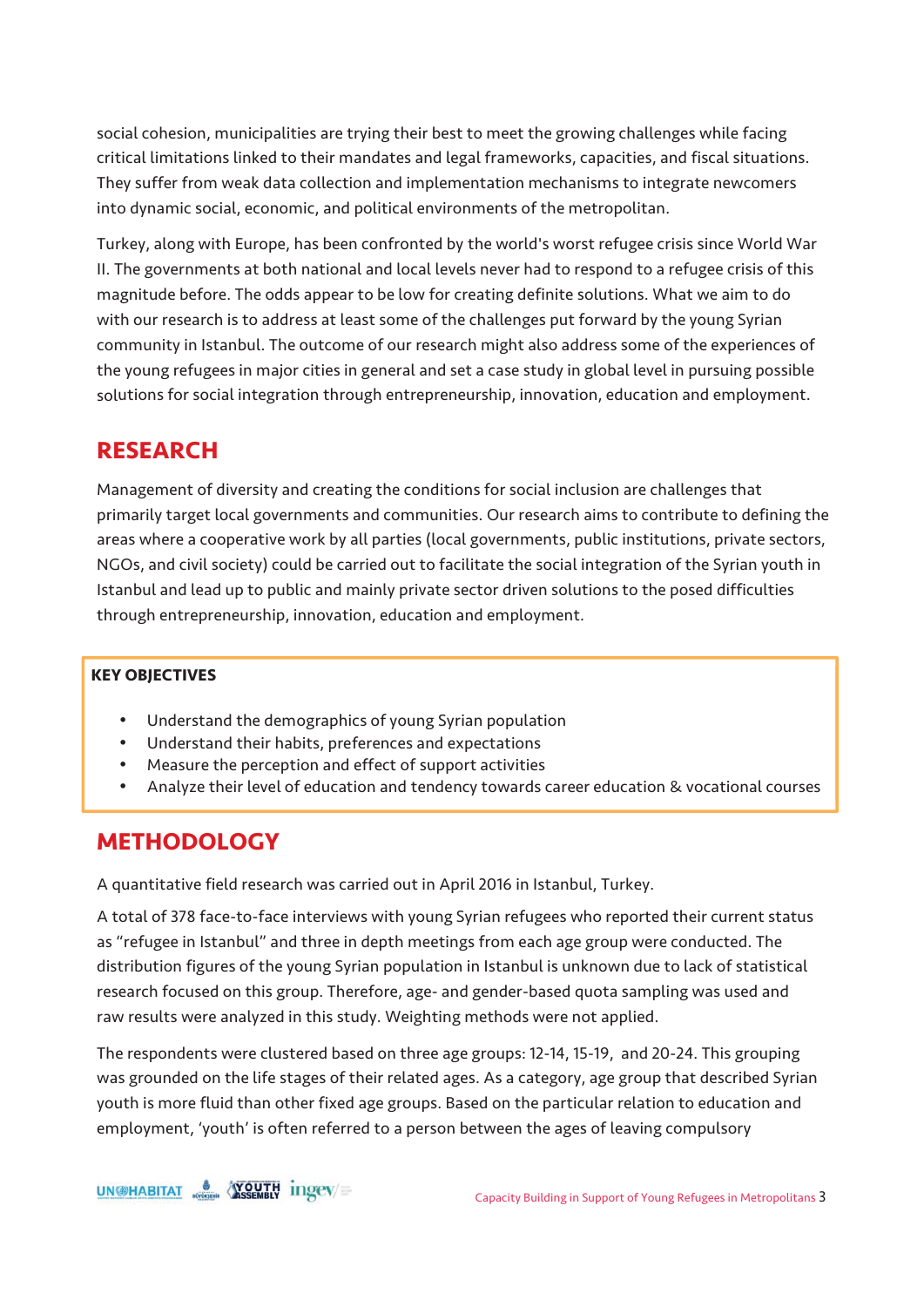social cohesion, municipalities are trying their best to meet the growing challenges while facing critical limitations linked to their mandates and legal frameworks, capacities, and fiscal situations. They suffer from weak data collection and implementation mechanisms to integrate newcomers into dynamic social, economic, and political environments of the metropolitan.

Turkey, along with Europe, has been confronted by the world's worst refugee crisis since World War II. The governments at both national and local levels never had to respond to a refugee crisis of this magnitude before. The odds appear to be low for creating definite solutions. What we aim to do with our research is to address at least some of the challenges put forward by the young Syrian community in Istanbul. The outcome of our research might also address some of the experiences of the young refugees in major cities in general and set a case study in global level in pursuing possible solutions for social integration through entrepreneurship, innovation, education and employment.

## RESEARCH

Management of diversity and creating the conditions for social inclusion are challenges that primarily target local governments and communities. Our research aims to contribute to defining the areas where a cooperative work by all parties (local governments, public institutions, private sectors, NGOs, and civil society) could be carried out to facilitate the social integration of the Syrian youth in Istanbul and lead up to public and mainly private sector driven solutions to the posed difficulties through entrepreneurship, innovation, education and employment.

**KEY OBJECTIVES**

- Understand the demographics of young Syrian population
- Understand their habits, preferences and expectations
- Measure the perception and effect of support activities
- Analyze their level of education and tendency towards career education & vocational courses

## METHODOLOGY

A quantitative field research was carried out in April 2016 in Istanbul, Turkey.

A total of 378 face-to-face interviews with young Syrian refugees who reported their current status as "refugee in Istanbul" and three in depth meetings from each age group were conducted. The distribution figures of the young Syrian population in Istanbul is unknown due to lack of statistical research focused on this group. Therefore, age- and gender-based quota sampling was used and raw results were analyzed in this study. Weighting methods were not applied.

The respondents were clustered based on three age groups: 12-14, 15-19, and 20-24. This grouping was grounded on the life stages of their related ages. As a category, age group that described Syrian youth is more fluid than other fixed age groups. Based on the particular relation to education and employment, 'youth' is often referred to a person between the ages of leaving compulsory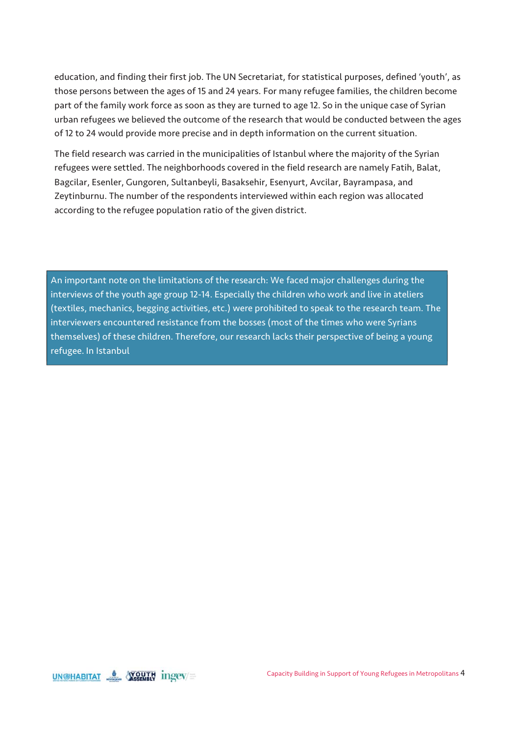education, and finding their first job. The UN Secretariat, for statistical purposes, defined 'youth', as those persons between the ages of 15 and 24 years. For many refugee families, the children become part of the family work force as soon as they are turned to age 12. So in the unique case of Syrian urban refugees we believed the outcome of the research that would be conducted between the ages of 12 to 24 would provide more precise and in depth information on the current situation.

The field research was carried in the municipalities of Istanbul where the majority of the Syrian refugees were settled. The neighborhoods covered in the field research are namely Fatih, Balat, Bagcilar, Esenler, Gungoren, Sultanbeyli, Basaksehir, Esenyurt, Avcilar, Bayrampasa, and Zeytinburnu. The number of the respondents interviewed within each region was allocated according to the refugee population ratio of the given district.

> An important note on the limitations of the research: We faced major challenges during the interviews of the youth age group 12-14. Especially the children who work and live in ateliers (textiles, mechanics, begging activities, etc.) were prohibited to speak to the research team. The interviewers encountered resistance from the bosses (most of the times who were Syrians themselves) of these children. Therefore, our research lacks their perspective of being a young refugee. In Istanbul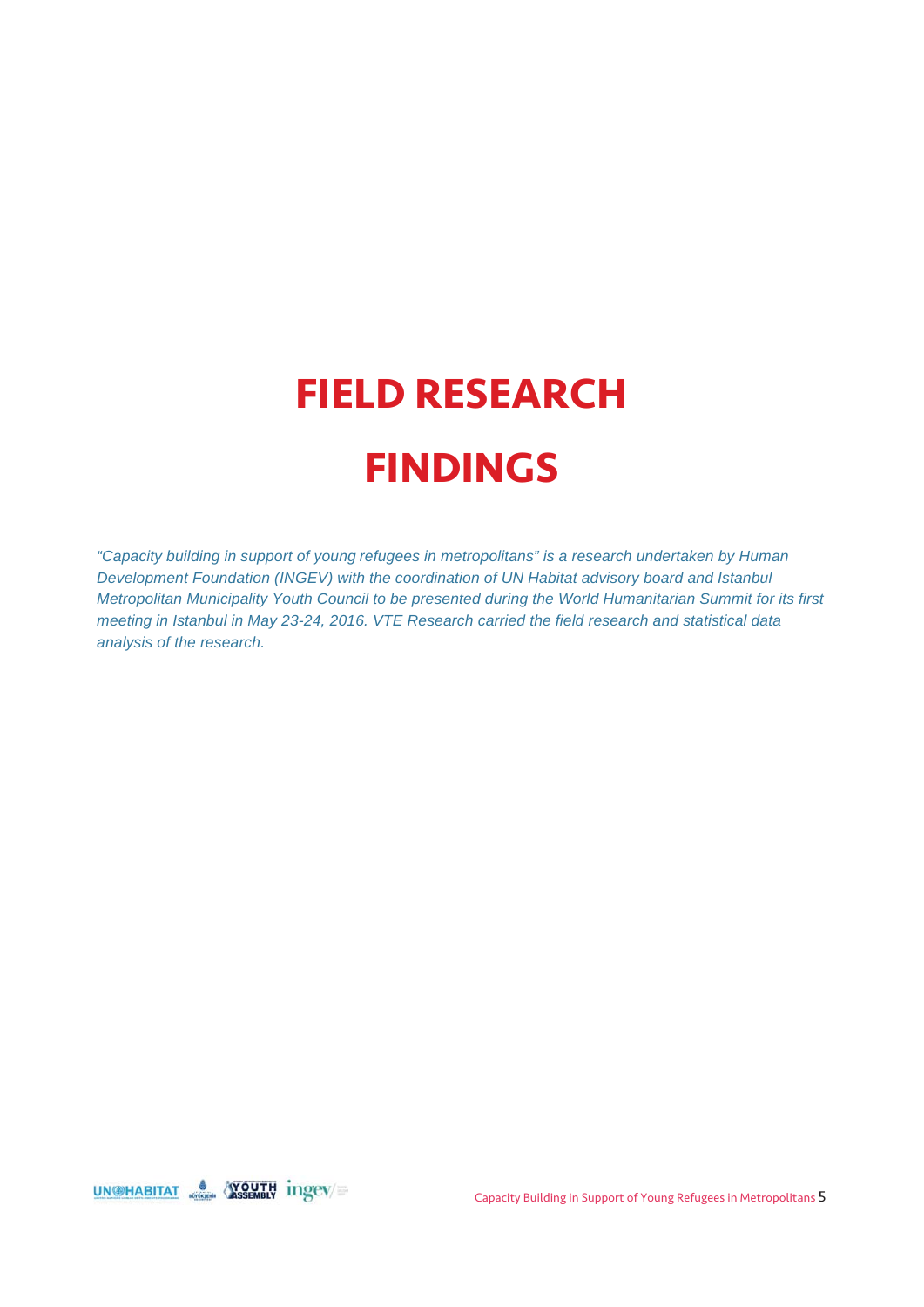# FIELD RESEARCH FINDINGS

*"Capacity building in support of young refugees in metropolitans" is a research undertaken by Human Development Foundation (INGEV) with the coordination of UN Habitat advisory board and Istanbul Metropolitan Municipality Youth Council to be presented during the World Humanitarian Summit for its first meeting in Istanbul in May 23-24, 2016. VTE Research carried the field research and statistical data analysis of the research.*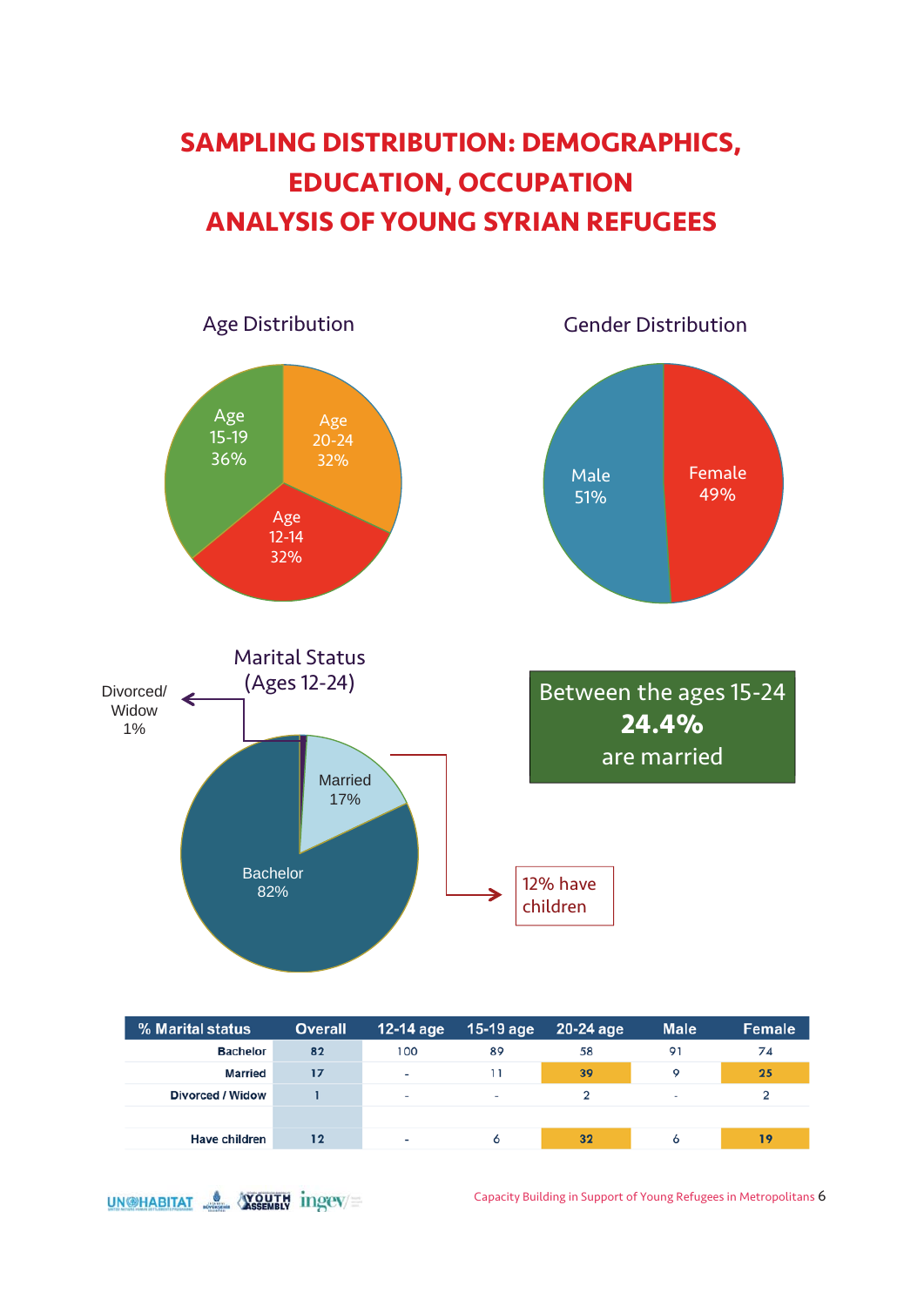# SAMPLING DISTRIBUTION: DEMOGRAPHICS, EDUCATION, OCCUPATION ANALYSIS OF YOUNG SYRIAN REFUGEES

Age Distribution

Age 15-19 36%

Age 20-24 32%

Age 12-14 32%

Gender Distribution

Male 51%

Female 49%

Marital Status (Ages 12-24)

Divorced/ Widow 1%

Married 17%

Bachelor 82%

12% have children

Between the ages 15-24 **24.4%** are married

| % Marital status | Overall | 12-14 age | 15-19 age | 20-24 age | Male | Female |
|---|---|---|---|---|---|---|
| Bachelor | 82 | 100 | 89 | 58 | 91 | 74 |
| Married | 17 | - | 11 | 39 | 9 | 25 |
| Divorced / Widow | 1 | - | - | 2 | - | 2 |
| | | | | | | |
| Have children | 12 | - | 6 | 32 | 6 | 19 |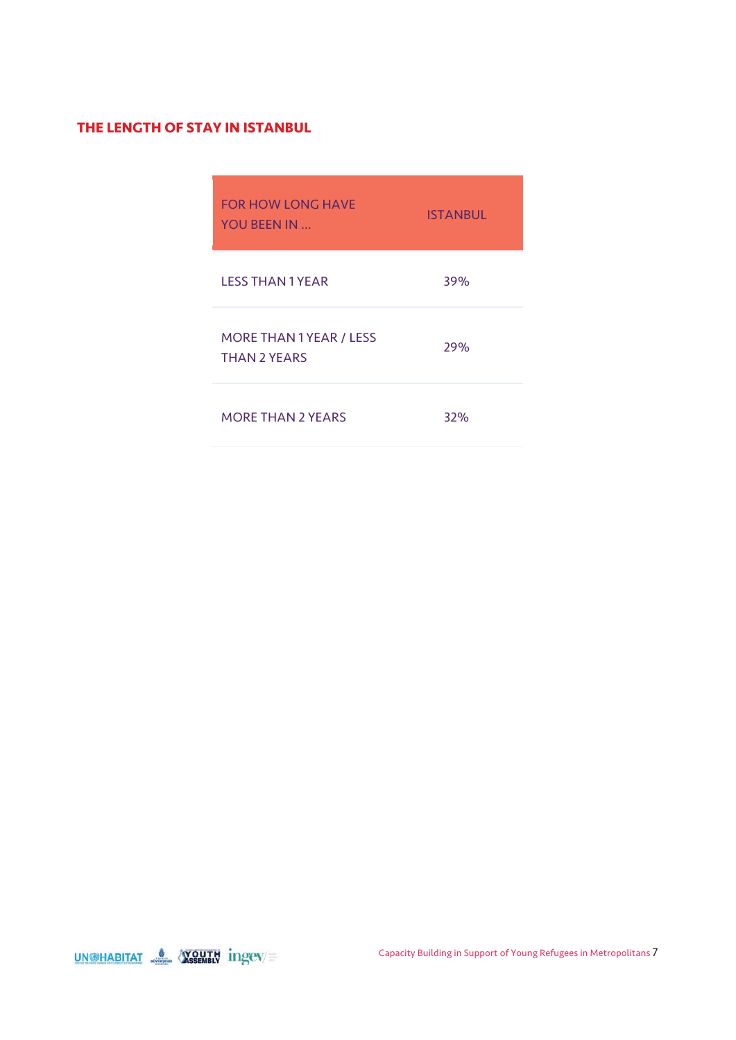## THE LENGTH OF STAY IN ISTANBUL

| FOR HOW LONG HAVE YOU BEEN IN ... | ISTANBUL |
|---|---|
| LESS THAN 1 YEAR | 39% |
| MORE THAN 1 YEAR / LESS THAN 2 YEARS | 29% |
| MORE THAN 2 YEARS | 32% |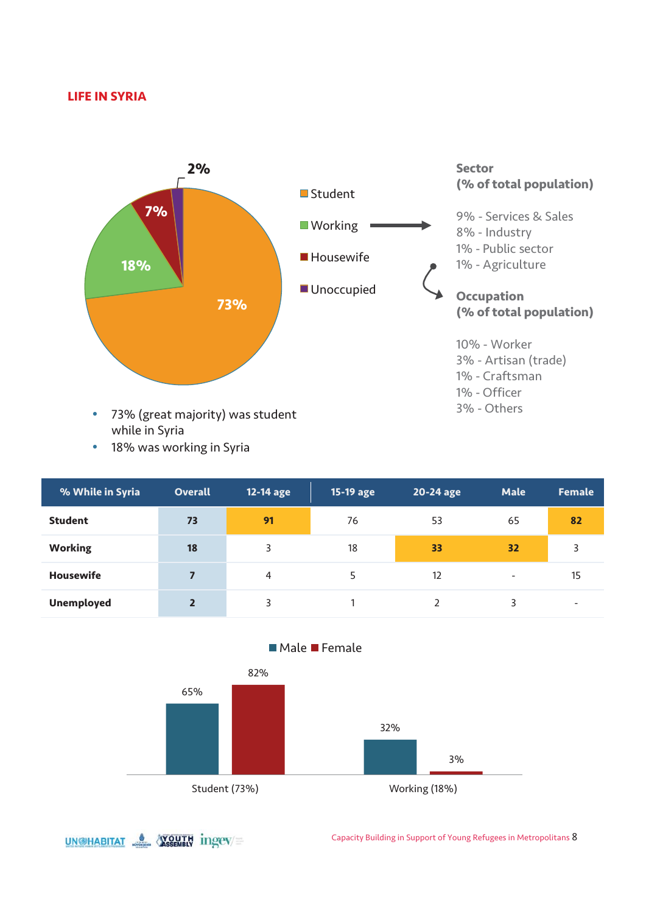## LIFE IN SYRIA

2%

7%

18%

73%

- Student
- Working
- Housewife
- Unoccupied

**Sector (% of total population)**

9% - Services & Sales
8% - Industry
1% - Public sector
1% - Agriculture

**Occupation (% of total population)**

10% - Worker
3% - Artisan (trade)
1% - Craftsman
1% - Officer
3% - Others

- 73% (great majority) was student while in Syria
- 18% was working in Syria

| % While in Syria | Overall | 12-14 age | 15-19 age | 20-24 age | Male | Female |
|---|---|---|---|---|---|---|
| **Student** | **73** | **91** | 76 | 53 | 65 | **82** |
| **Working** | **18** | 3 | 18 | **33** | **32** | 3 |
| **Housewife** | **7** | 4 | 5 | 12 | - | 15 |
| **Unemployed** | **2** | 3 | 1 | 2 | 3 | - |

Male / Female

| | Male | Female |
|---|---|---|
| Student (73%) | 65% | 82% |
| Working (18%) | 32% | 3% |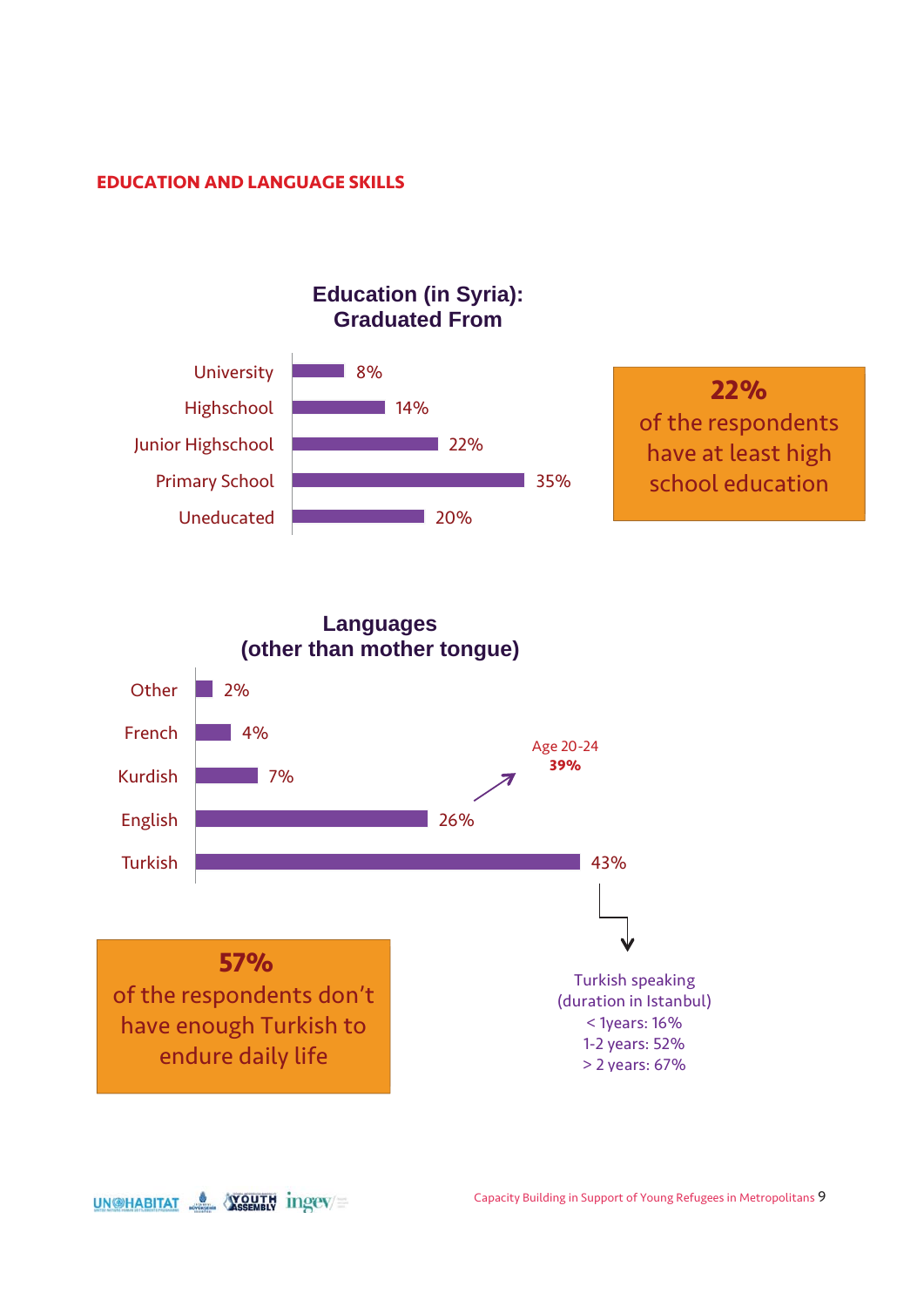## EDUCATION AND LANGUAGE SKILLS

### Education (in Syria): Graduated From

| Level | % |
|---|---|
| University | 8% |
| Highschool | 14% |
| Junior Highschool | 22% |
| Primary School | 35% |
| Uneducated | 20% |

**22%**
of the respondents have at least high school education

### Languages (other than mother tongue)

| Language | % |
|---|---|
| Other | 2% |
| French | 4% |
| Kurdish | 7% |
| English | 26% |
| Turkish | 43% |

Age 20-24
**39%**

Turkish speaking (duration in Istanbul)
< 1years: 16%
1-2 years: 52%
> 2 years: 67%

**57%**
of the respondents don't have enough Turkish to endure daily life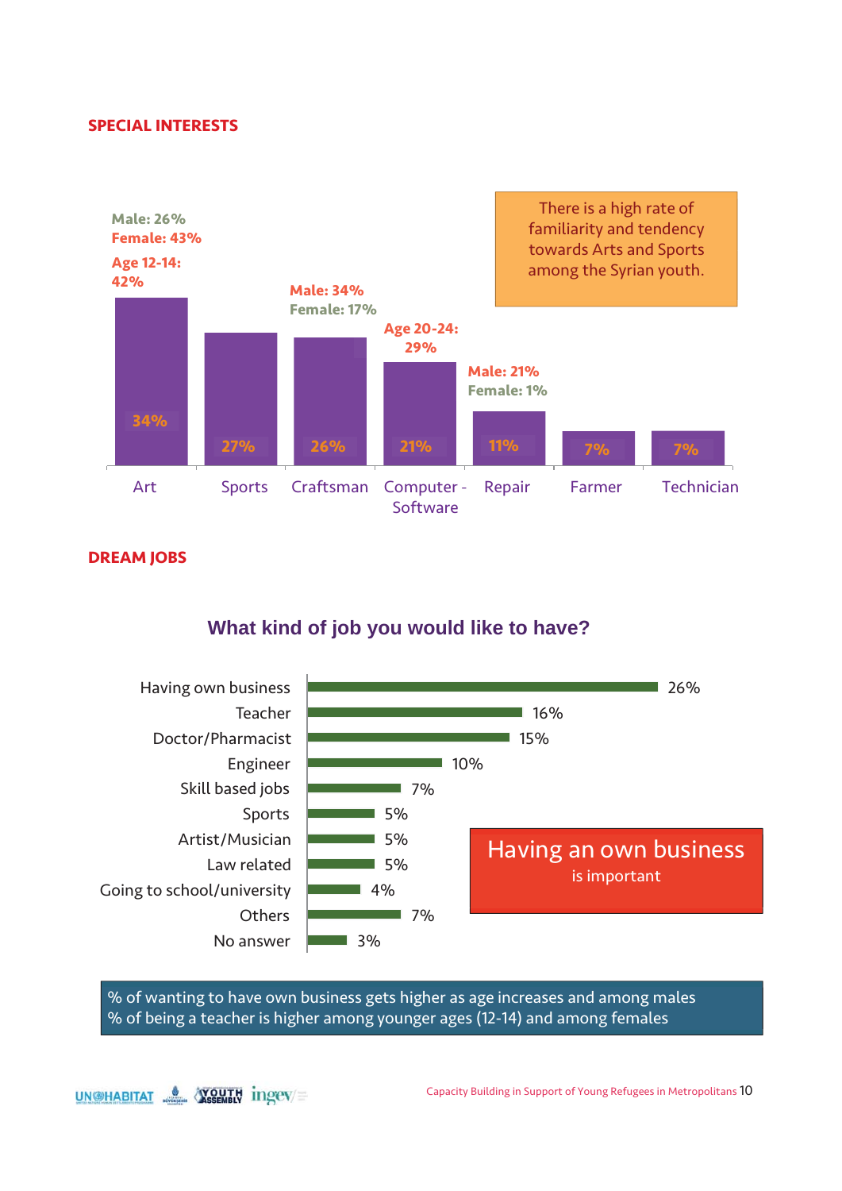## SPECIAL INTERESTS

| Interest | % | Notes |
|---|---|---|
| Art | 34% | Male: 26%, Female: 43%, Age 12-14: 42% |
| Sports | 27% | |
| Craftsman | 26% | Male: 34%, Female: 17% |
| Computer - Software | 21% | Age 20-24: 29% |
| Repair | 11% | Male: 21%, Female: 1% |
| Farmer | 7% | |
| Technician | 7% | |

There is a high rate of familiarity and tendency towards Arts and Sports among the Syrian youth.

## DREAM JOBS

### What kind of job you would like to have?

| Job | % |
|---|---|
| Having own business | 26% |
| Teacher | 16% |
| Doctor/Pharmacist | 15% |
| Engineer | 10% |
| Skill based jobs | 7% |
| Sports | 5% |
| Artist/Musician | 5% |
| Law related | 5% |
| Going to school/university | 4% |
| Others | 7% |
| No answer | 3% |

Having an own business is important

% of wanting to have own business gets higher as age increases and among males
% of being a teacher is higher among younger ages (12-14) and among females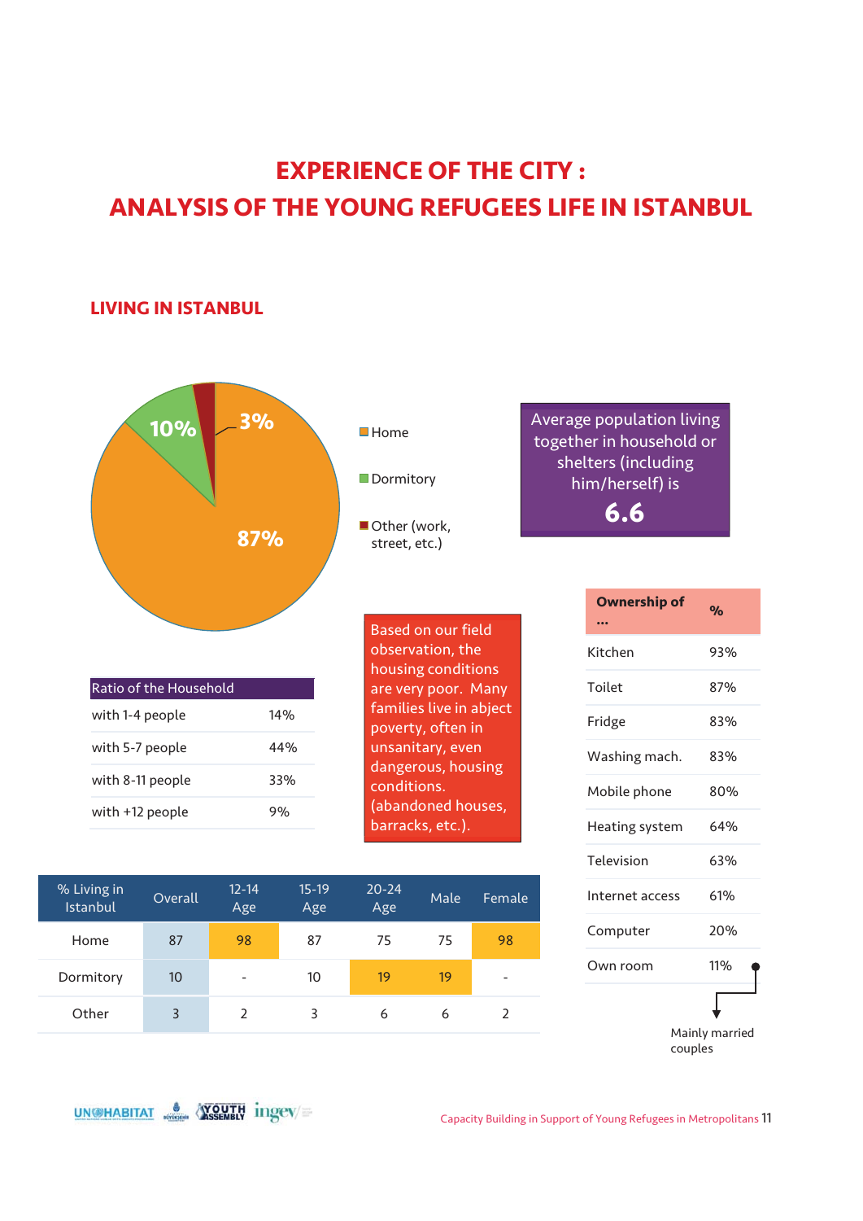# EXPERIENCE OF THE CITY : ANALYSIS OF THE YOUNG REFUGEES LIFE IN ISTANBUL

## LIVING IN ISTANBUL

- Home: 87%
- Dormitory: 10%
- Other (work, street, etc.): 3%

Average population living together in household or shelters (including him/herself) is **6.6**

| Ownership of ... | % |
|---|---|
| Kitchen | 93% |
| Toilet | 87% |
| Fridge | 83% |
| Washing mach. | 83% |
| Mobile phone | 80% |
| Heating system | 64% |
| Television | 63% |
| Internet access | 61% |
| Computer | 20% |
| Own room | 11% |

Own room: Mainly married couples

| Ratio of the Household | |
|---|---|
| with 1-4 people | 14% |
| with 5-7 people | 44% |
| with 8-11 people | 33% |
| with +12 people | 9% |

Based on our field observation, the housing conditions are very poor. Many families live in abject poverty, often in unsanitary, even dangerous, housing conditions. (abandoned houses, barracks, etc.).

| % Living in Istanbul | Overall | 12-14 Age | 15-19 Age | 20-24 Age | Male | Female |
|---|---|---|---|---|---|---|
| Home | 87 | 98 | 87 | 75 | 75 | 98 |
| Dormitory | 10 | - | 10 | 19 | 19 | - |
| Other | 3 | 2 | 3 | 6 | 6 | 2 |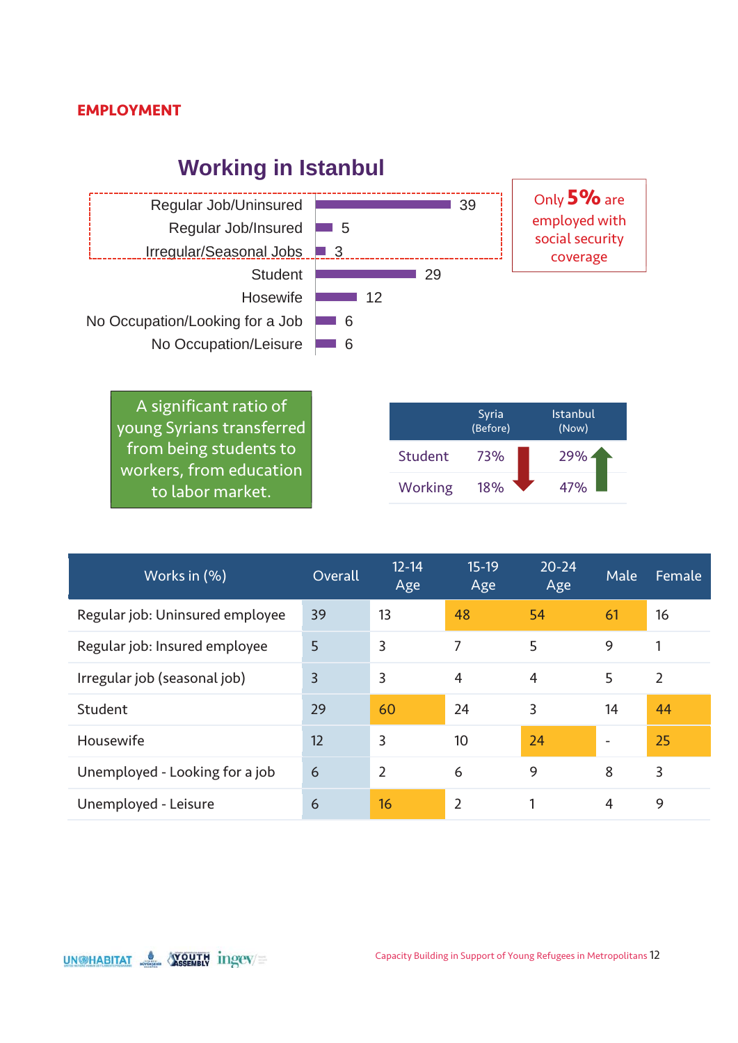## EMPLOYMENT

### Working in Istanbul

| Category | Value |
|---|---|
| Regular Job/Uninsured | 39 |
| Regular Job/Insured | 5 |
| Irregular/Seasonal Jobs | 3 |
| Student | 29 |
| Hosewife | 12 |
| No Occupation/Looking for a Job | 6 |
| No Occupation/Leisure | 6 |

Only **5%** are employed with social security coverage

A significant ratio of young Syrians transferred from being students to workers, from education to labor market.

| | Syria (Before) | Istanbul (Now) |
|---|---|---|
| Student | 73% | 29% |
| Working | 18% | 47% |

| Works in (%) | Overall | 12-14 Age | 15-19 Age | 20-24 Age | Male | Female |
|---|---|---|---|---|---|---|
| Regular job: Uninsured employee | 39 | 13 | 48 | 54 | 61 | 16 |
| Regular job: Insured employee | 5 | 3 | 7 | 5 | 9 | 1 |
| Irregular job (seasonal job) | 3 | 3 | 4 | 4 | 5 | 2 |
| Student | 29 | 60 | 24 | 3 | 14 | 44 |
| Housewife | 12 | 3 | 10 | 24 | - | 25 |
| Unemployed - Looking for a job | 6 | 2 | 6 | 9 | 8 | 3 |
| Unemployed - Leisure | 6 | 16 | 2 | 1 | 4 | 9 |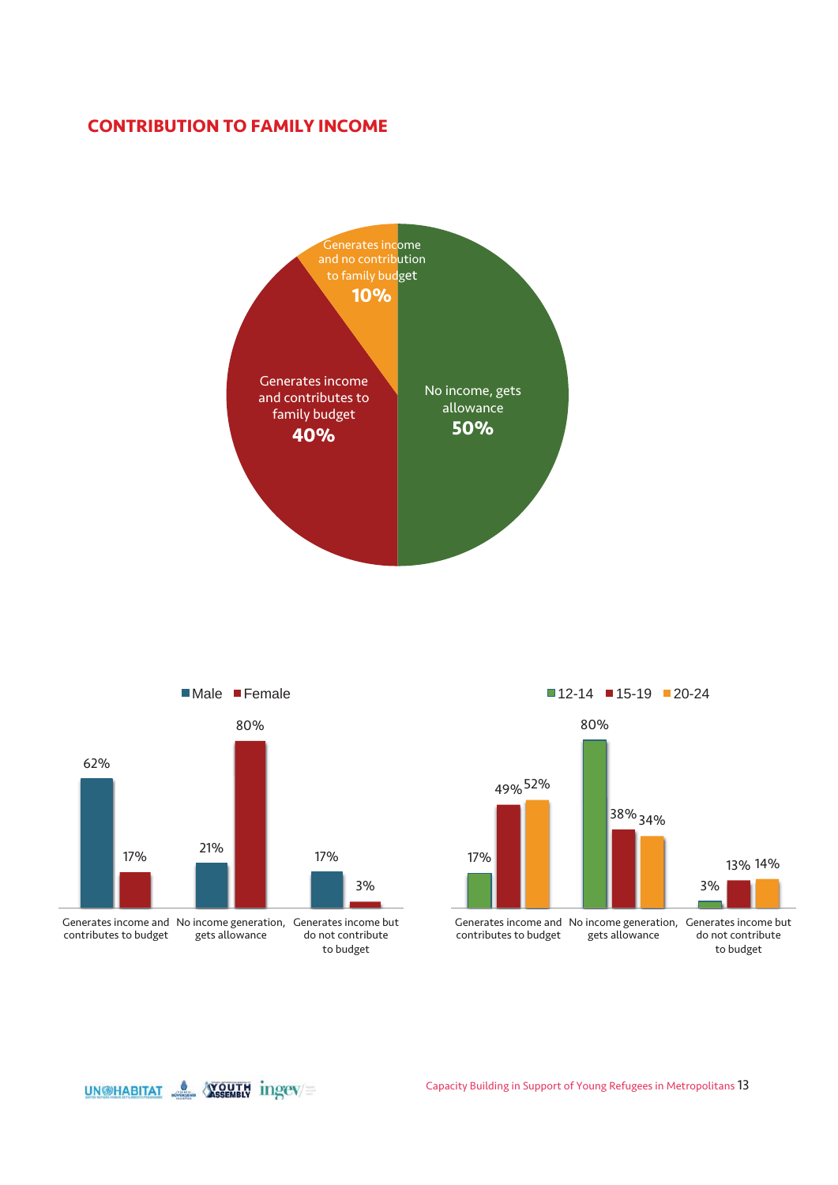## CONTRIBUTION TO FAMILY INCOME

| Category | % |
|---|---|
| No income, gets allowance | 50% |
| Generates income and contributes to family budget | 40% |
| Generates income and no contribution to family budget | 10% |

| | Male | Female |
|---|---|---|
| Generates income and contributes to budget | 62% | 17% |
| No income generation, gets allowance | 21% | 80% |
| Generates income but do not contribute to budget | 17% | 3% |

| | 12-14 | 15-19 | 20-24 |
|---|---|---|---|
| Generates income and contributes to budget | 17% | 49% | 52% |
| No income generation, gets allowance | 80% | 38% | 34% |
| Generates income but do not contribute to budget | 3% | 13% | 14% |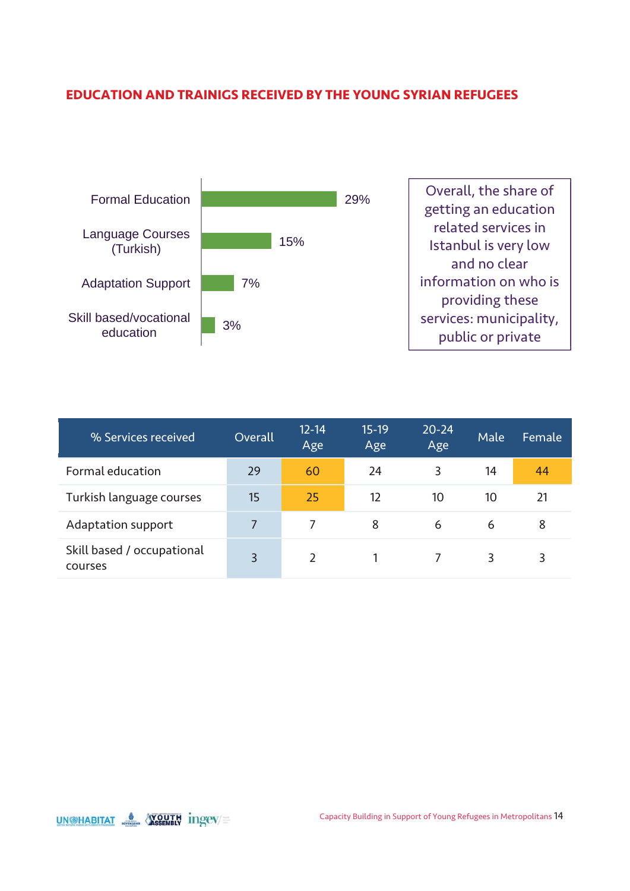## EDUCATION AND TRAINIGS RECEIVED BY THE YOUNG SYRIAN REFUGEES

| Service | % |
|---|---|
| Formal Education | 29% |
| Language Courses (Turkish) | 15% |
| Adaptation Support | 7% |
| Skill based/vocational education | 3% |

Overall, the share of getting an education related services in Istanbul is very low and no clear information on who is providing these services: municipality, public or private

| % Services received | Overall | 12-14 Age | 15-19 Age | 20-24 Age | Male | Female |
|---|---|---|---|---|---|---|
| Formal education | 29 | 60 | 24 | 3 | 14 | 44 |
| Turkish language courses | 15 | 25 | 12 | 10 | 10 | 21 |
| Adaptation support | 7 | 7 | 8 | 6 | 6 | 8 |
| Skill based / occupational courses | 3 | 2 | 1 | 7 | 3 | 3 |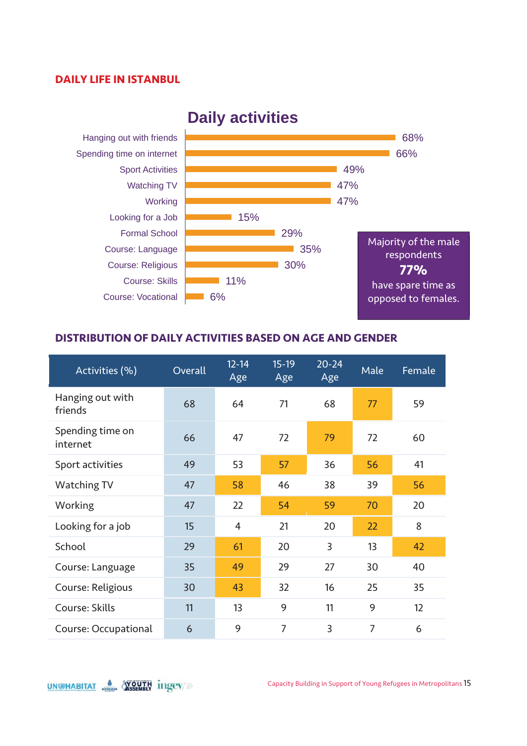## DAILY LIFE IN ISTANBUL

### Daily activities

| Activity | % |
|---|---|
| Hanging out with friends | 68% |
| Spending time on internet | 66% |
| Sport Activities | 49% |
| Watching TV | 47% |
| Working | 47% |
| Looking for a Job | 15% |
| Formal School | 29% |
| Course: Language | 35% |
| Course: Religious | 30% |
| Course: Skills | 11% |
| Course: Vocational | 6% |

Majority of the male respondents **77%** have spare time as opposed to females.

## DISTRIBUTION OF DAILY ACTIVITIES BASED ON AGE AND GENDER

| Activities (%) | Overall | 12-14 Age | 15-19 Age | 20-24 Age | Male | Female |
|---|---|---|---|---|---|---|
| Hanging out with friends | 68 | 64 | 71 | 68 | 77 | 59 |
| Spending time on internet | 66 | 47 | 72 | 79 | 72 | 60 |
| Sport activities | 49 | 53 | 57 | 36 | 56 | 41 |
| Watching TV | 47 | 58 | 46 | 38 | 39 | 56 |
| Working | 47 | 22 | 54 | 59 | 70 | 20 |
| Looking for a job | 15 | 4 | 21 | 20 | 22 | 8 |
| School | 29 | 61 | 20 | 3 | 13 | 42 |
| Course: Language | 35 | 49 | 29 | 27 | 30 | 40 |
| Course: Religious | 30 | 43 | 32 | 16 | 25 | 35 |
| Course: Skills | 11 | 13 | 9 | 11 | 9 | 12 |
| Course: Occupational | 6 | 9 | 7 | 3 | 7 | 6 |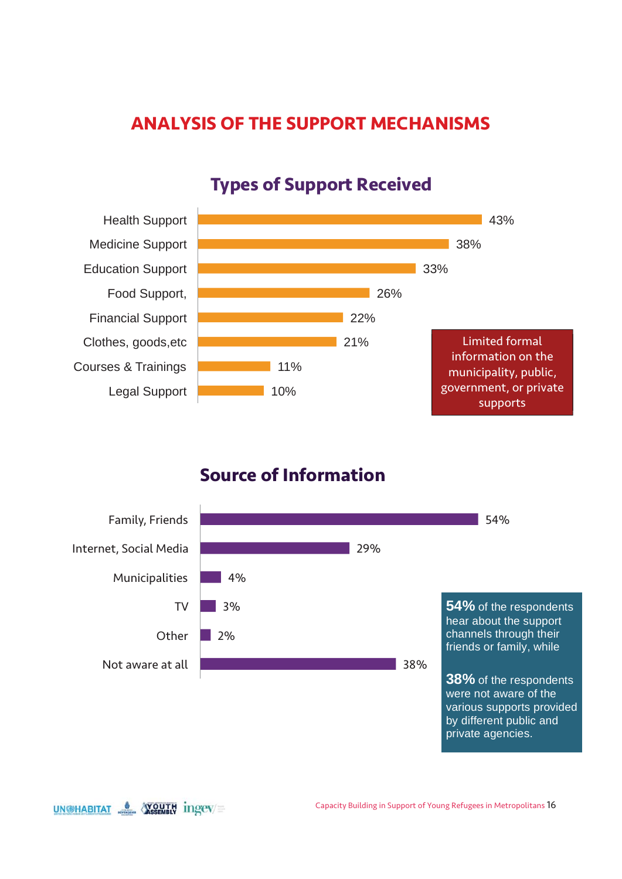# ANALYSIS OF THE SUPPORT MECHANISMS

## Types of Support Received

| Type of Support | % |
|---|---|
| Health Support | 43% |
| Medicine Support | 38% |
| Education Support | 33% |
| Food Support, | 26% |
| Financial Support | 22% |
| Clothes, goods,etc | 21% |
| Courses & Trainings | 11% |
| Legal Support | 10% |

Limited formal information on the municipality, public, government, or private supports

## Source of Information

| Source | % |
|---|---|
| Family, Friends | 54% |
| Internet, Social Media | 29% |
| Municipalities | 4% |
| TV | 3% |
| Other | 2% |
| Not aware at all | 38% |

**54%** of the respondents hear about the support channels through their friends or family, while

**38%** of the respondents were not aware of the various supports provided by different public and private agencies.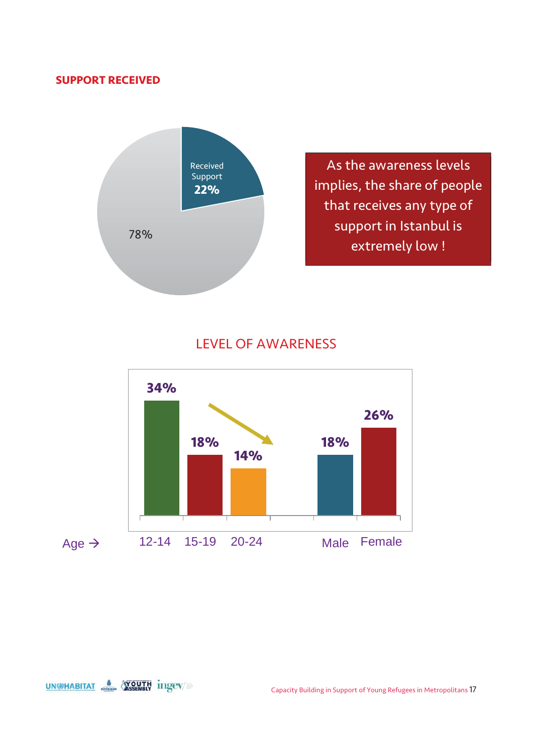## SUPPORT RECEIVED

Received Support 22%

78%

As the awareness levels implies, the share of people that receives any type of support in Istanbul is extremely low !

## LEVEL OF AWARENESS

| Age → | 12-14 | 15-19 | 20-24 | Male | Female |
|---|---|---|---|---|---|
| | 34% | 18% | 14% | 18% | 26% |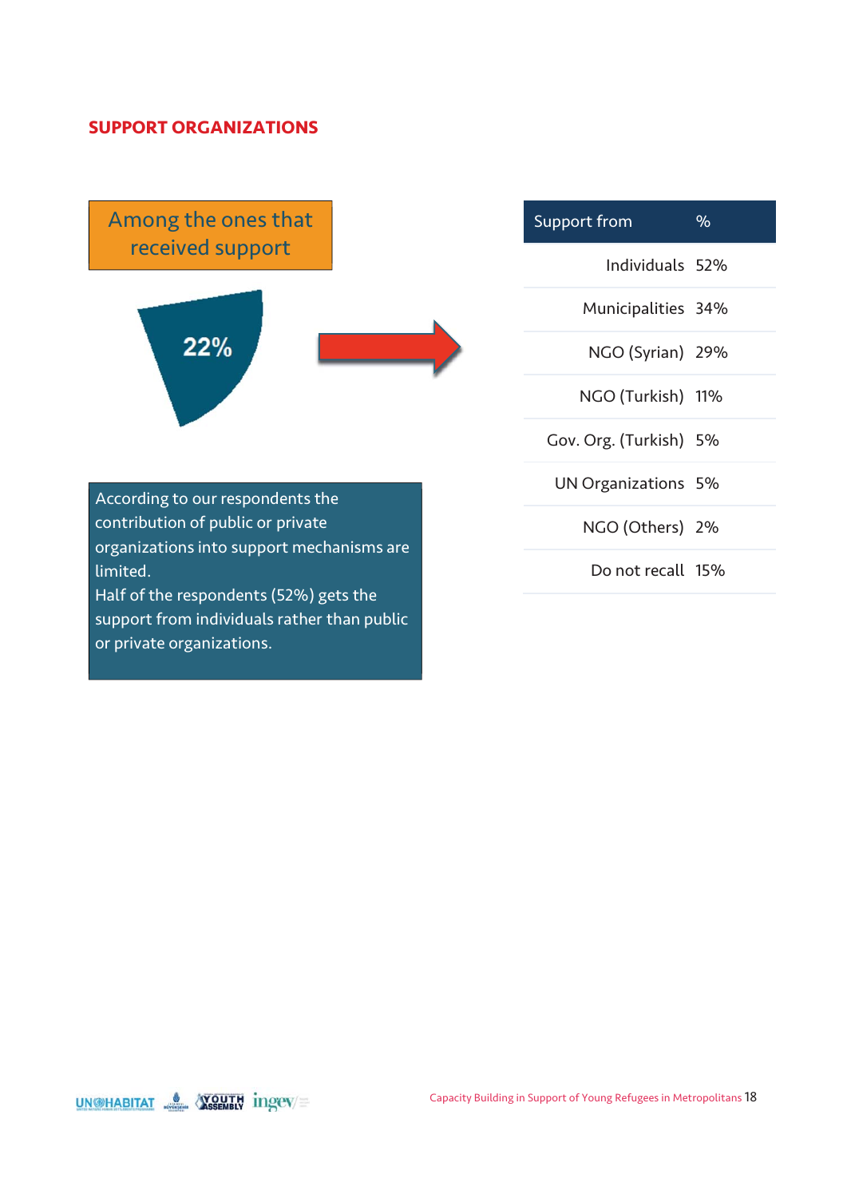## SUPPORT ORGANIZATIONS

Among the ones that received support

22%

| Support from | % |
|---|---|
| Individuals | 52% |
| Municipalities | 34% |
| NGO (Syrian) | 29% |
| NGO (Turkish) | 11% |
| Gov. Org. (Turkish) | 5% |
| UN Organizations | 5% |
| NGO (Others) | 2% |
| Do not recall | 15% |

According to our respondents the contribution of public or private organizations into support mechanisms are limited.
Half of the respondents (52%) gets the support from individuals rather than public or private organizations.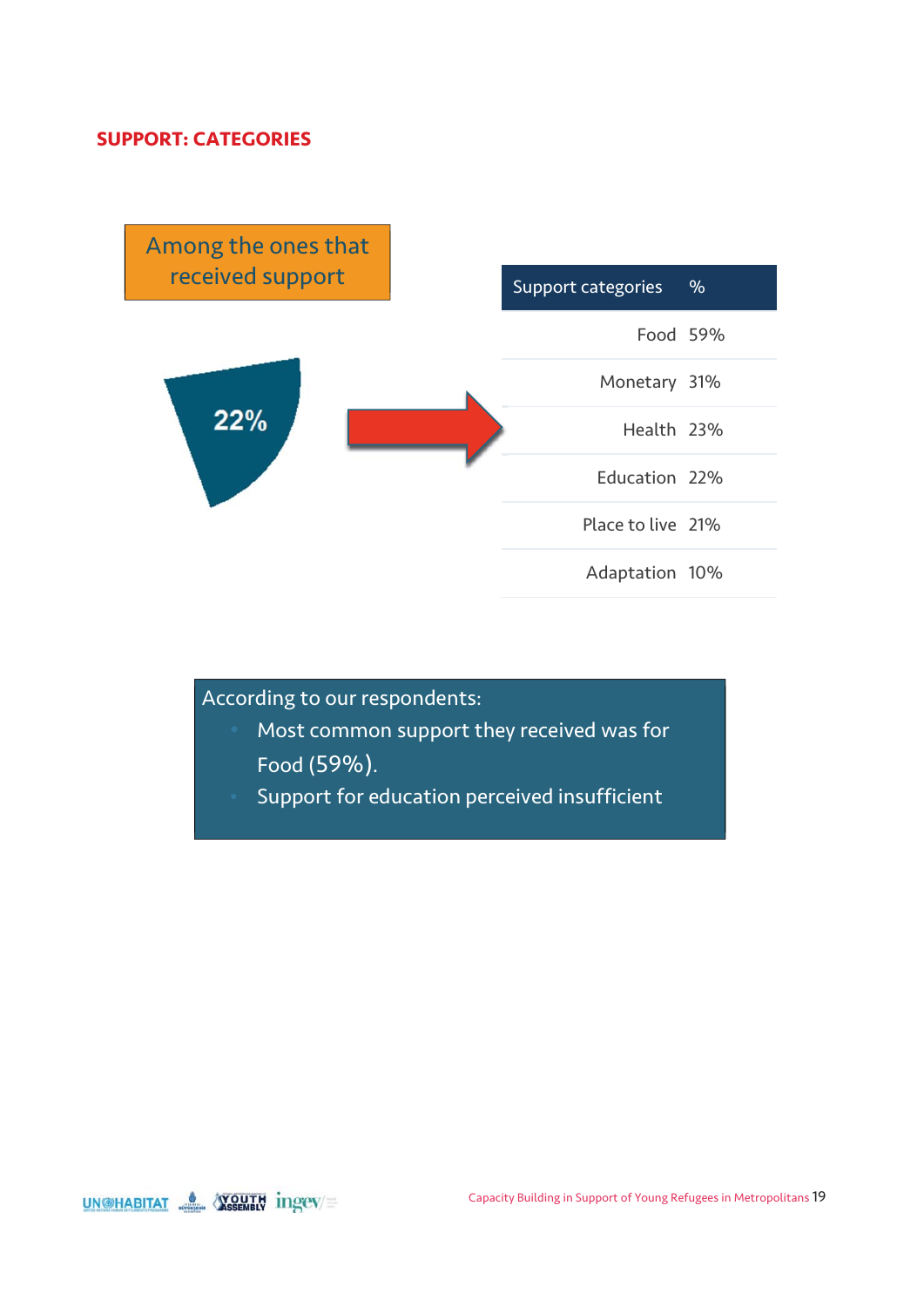## SUPPORT: CATEGORIES

Among the ones that received support

22%

| Support categories | % |
|---|---|
| Food | 59% |
| Monetary | 31% |
| Health | 23% |
| Education | 22% |
| Place to live | 21% |
| Adaptation | 10% |

According to our respondents:

- Most common support they received was for Food (59%).
- Support for education perceived insufficient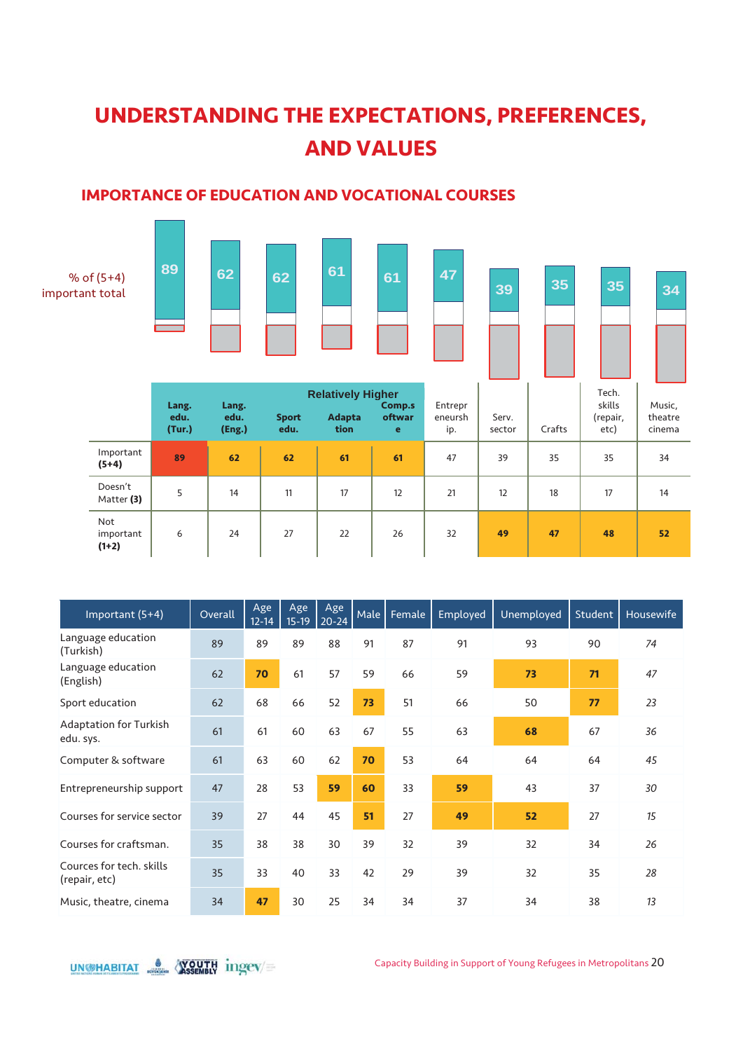# UNDERSTANDING THE EXPECTATIONS, PREFERENCES, AND VALUES

## IMPORTANCE OF EDUCATION AND VOCATIONAL COURSES

% of (5+4) important total

| | Lang. edu. (Tur.) | Lang. edu. (Eng.) | Sport edu. | Adaptation | Comp.software | Entrepreneurship | Serv. sector | Crafts | Tech. skills (repair, etc) | Music, theatre cinema |
|---|---|---|---|---|---|---|---|---|---|---|
| | Relatively Higher | | | | | | | | | |
| Important **(5+4)** | **89** | **62** | **62** | **61** | **61** | 47 | 39 | 35 | 35 | 34 |
| Doesn't Matter **(3)** | 5 | 14 | 11 | 17 | 12 | 21 | 12 | 18 | 17 | 14 |
| Not important **(1+2)** | 6 | 24 | 27 | 22 | 26 | 32 | **49** | **47** | **48** | **52** |

| Important (5+4) | Overall | Age 12-14 | Age 15-19 | Age 20-24 | Male | Female | Employed | Unemployed | Student | Housewife |
|---|---|---|---|---|---|---|---|---|---|---|
| Language education (Turkish) | 89 | 89 | 89 | 88 | 91 | 87 | 91 | 93 | 90 | *74* |
| Language education (English) | 62 | **70** | 61 | 57 | 59 | 66 | 59 | **73** | **71** | *47* |
| Sport education | 62 | 68 | 66 | 52 | **73** | 51 | 66 | 50 | **77** | *23* |
| Adaptation for Turkish edu. sys. | 61 | 61 | 60 | 63 | 67 | 55 | 63 | **68** | 67 | *36* |
| Computer & software | 61 | 63 | 60 | 62 | **70** | 53 | 64 | 64 | 64 | *45* |
| Entrepreneurship support | 47 | 28 | 53 | **59** | **60** | 33 | **59** | 43 | 37 | *30* |
| Courses for service sector | 39 | 27 | 44 | 45 | **51** | 27 | **49** | **52** | 27 | *15* |
| Courses for craftsman. | 35 | 38 | 38 | 30 | 39 | 32 | 39 | 32 | 34 | *26* |
| Cources for tech. skills (repair, etc) | 35 | 33 | 40 | 33 | 42 | 29 | 39 | 32 | 35 | *28* |
| Music, theatre, cinema | 34 | **47** | 30 | 25 | 34 | 34 | 37 | 34 | 38 | *13* |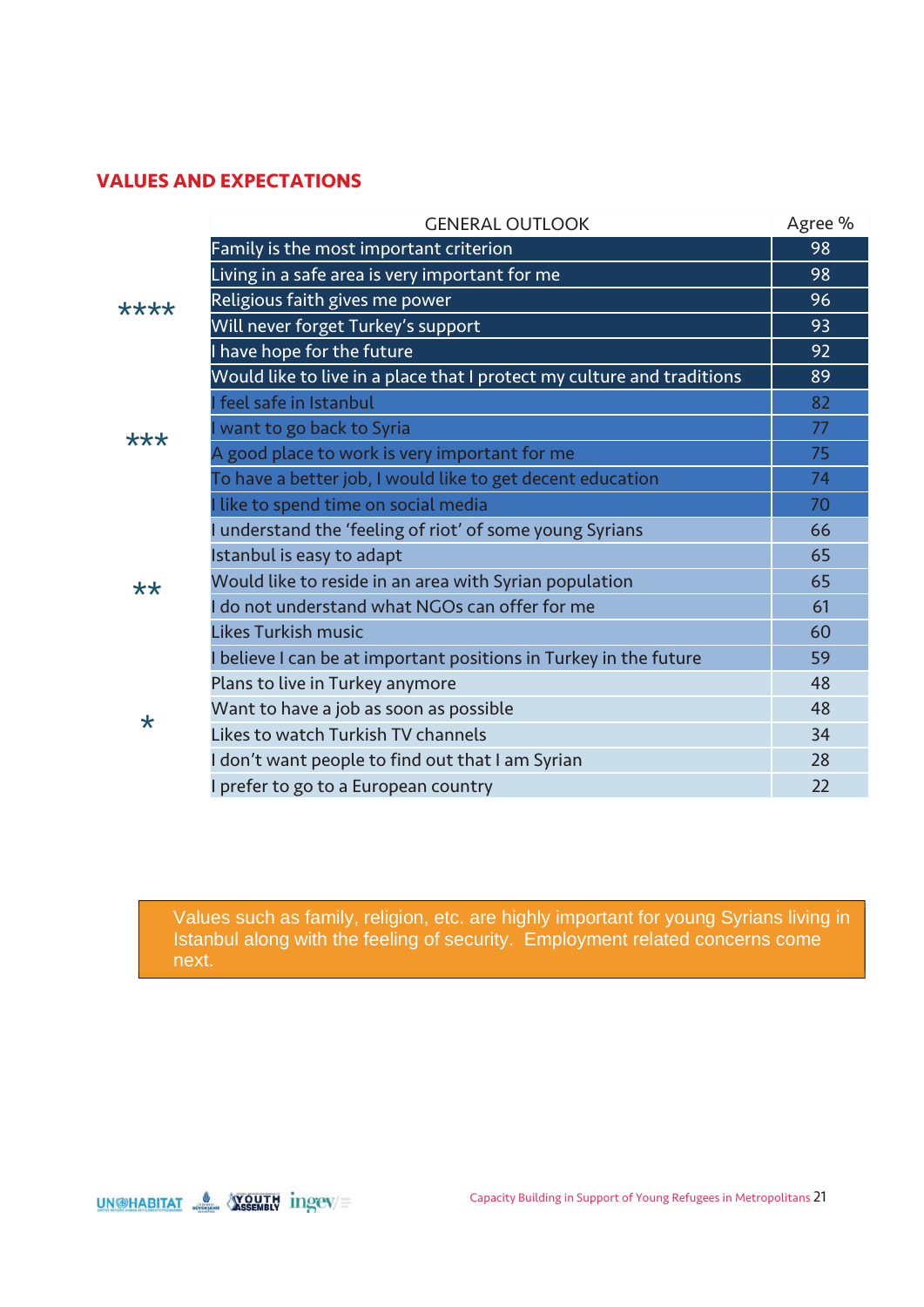## VALUES AND EXPECTATIONS

| | GENERAL OUTLOOK | Agree % |
|---|---|---|
| **** | Family is the most important criterion | 98 |
| | Living in a safe area is very important for me | 98 |
| | Religious faith gives me power | 96 |
| | Will never forget Turkey's support | 93 |
| | I have hope for the future | 92 |
| | Would like to live in a place that I protect my culture and traditions | 89 |
| *** | I feel safe in Istanbul | 82 |
| | I want to go back to Syria | 77 |
| | A good place to work is very important for me | 75 |
| | To have a better job, I would like to get decent education | 74 |
| | I like to spend time on social media | 70 |
| ** | I understand the 'feeling of riot' of some young Syrians | 66 |
| | Istanbul is easy to adapt | 65 |
| | Would like to reside in an area with Syrian population | 65 |
| | I do not understand what NGOs can offer for me | 61 |
| | Likes Turkish music | 60 |
| | I believe I can be at important positions in Turkey in the future | 59 |
| * | Plans to live in Turkey anymore | 48 |
| | Want to have a job as soon as possible | 48 |
| | Likes to watch Turkish TV channels | 34 |
| | I don't want people to find out that I am Syrian | 28 |
| | I prefer to go to a European country | 22 |

Values such as family, religion, etc. are highly important for young Syrians living in Istanbul along with the feeling of security. Employment related concerns come next.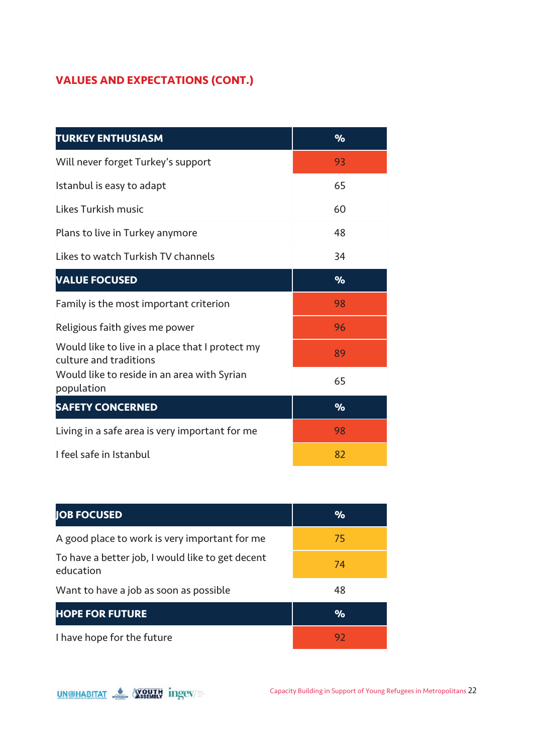## VALUES AND EXPECTATIONS (CONT.)

| TURKEY ENTHUSIASM | % |
|---|---|
| Will never forget Turkey's support | 93 |
| Istanbul is easy to adapt | 65 |
| Likes Turkish music | 60 |
| Plans to live in Turkey anymore | 48 |
| Likes to watch Turkish TV channels | 34 |
| **VALUE FOCUSED** | **%** |
| Family is the most important criterion | 98 |
| Religious faith gives me power | 96 |
| Would like to live in a place that I protect my culture and traditions | 89 |
| Would like to reside in an area with Syrian population | 65 |
| **SAFETY CONCERNED** | **%** |
| Living in a safe area is very important for me | 98 |
| I feel safe in Istanbul | 82 |

| JOB FOCUSED | % |
|---|---|
| A good place to work is very important for me | 75 |
| To have a better job, I would like to get decent education | 74 |
| Want to have a job as soon as possible | 48 |
| **HOPE FOR FUTURE** | **%** |
| I have hope for the future | 92 |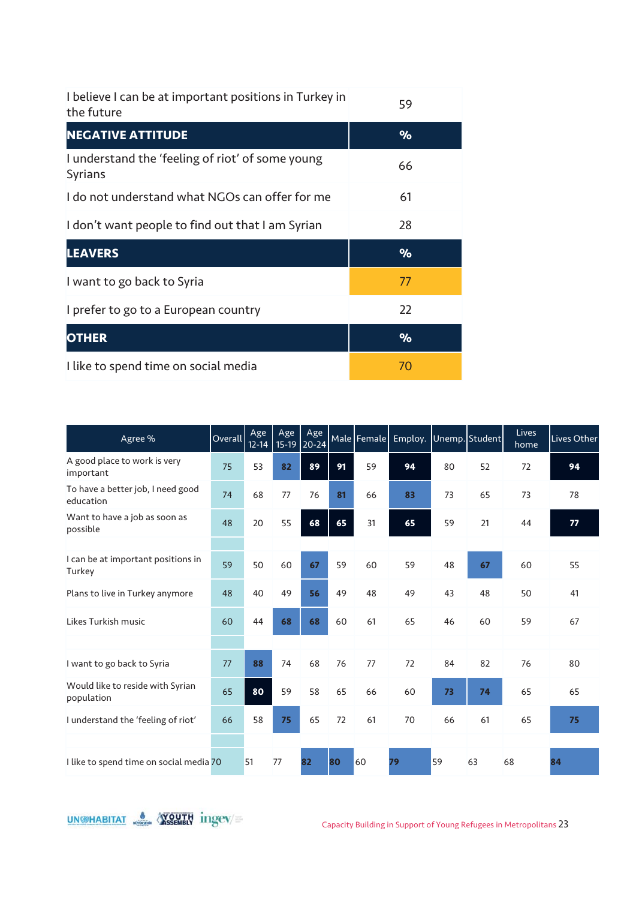| I believe I can be at important positions in Turkey in the future | 59 |
|---|---|
| **NEGATIVE ATTITUDE** | **%** |
| I understand the 'feeling of riot' of some young Syrians | 66 |
| I do not understand what NGOs can offer for me | 61 |
| I don't want people to find out that I am Syrian | 28 |
| **LEAVERS** | **%** |
| I want to go back to Syria | 77 |
| I prefer to go to a European country | 22 |
| **OTHER** | **%** |
| I like to spend time on social media | 70 |

| Agree % | Overall | Age 12-14 | Age 15-19 | Age 20-24 | Male | Female | Employ. | Unemp. | Student | Lives home | Lives Other |
|---|---|---|---|---|---|---|---|---|---|---|---|
| A good place to work is very important | 75 | 53 | 82 | 89 | 91 | 59 | 94 | 80 | 52 | 72 | 94 |
| To have a better job, I need good education | 74 | 68 | 77 | 76 | 81 | 66 | 83 | 73 | 65 | 73 | 78 |
| Want to have a job as soon as possible | 48 | 20 | 55 | 68 | 65 | 31 | 65 | 59 | 21 | 44 | 77 |
| | | | | | | | | | | | |
| I can be at important positions in Turkey | 59 | 50 | 60 | 67 | 59 | 60 | 59 | 48 | 67 | 60 | 55 |
| Plans to live in Turkey anymore | 48 | 40 | 49 | 56 | 49 | 48 | 49 | 43 | 48 | 50 | 41 |
| Likes Turkish music | 60 | 44 | 68 | 68 | 60 | 61 | 65 | 46 | 60 | 59 | 67 |
| | | | | | | | | | | | |
| I want to go back to Syria | 77 | 88 | 74 | 68 | 76 | 77 | 72 | 84 | 82 | 76 | 80 |
| Would like to reside with Syrian population | 65 | 80 | 59 | 58 | 65 | 66 | 60 | 73 | 74 | 65 | 65 |
| I understand the 'feeling of riot' | 66 | 58 | 75 | 65 | 72 | 61 | 70 | 66 | 61 | 65 | 75 |
| | | | | | | | | | | | |
| I like to spend time on social media | 70 | 51 | 77 | 82 | 80 | 60 | 79 | 59 | 63 | 68 | 84 |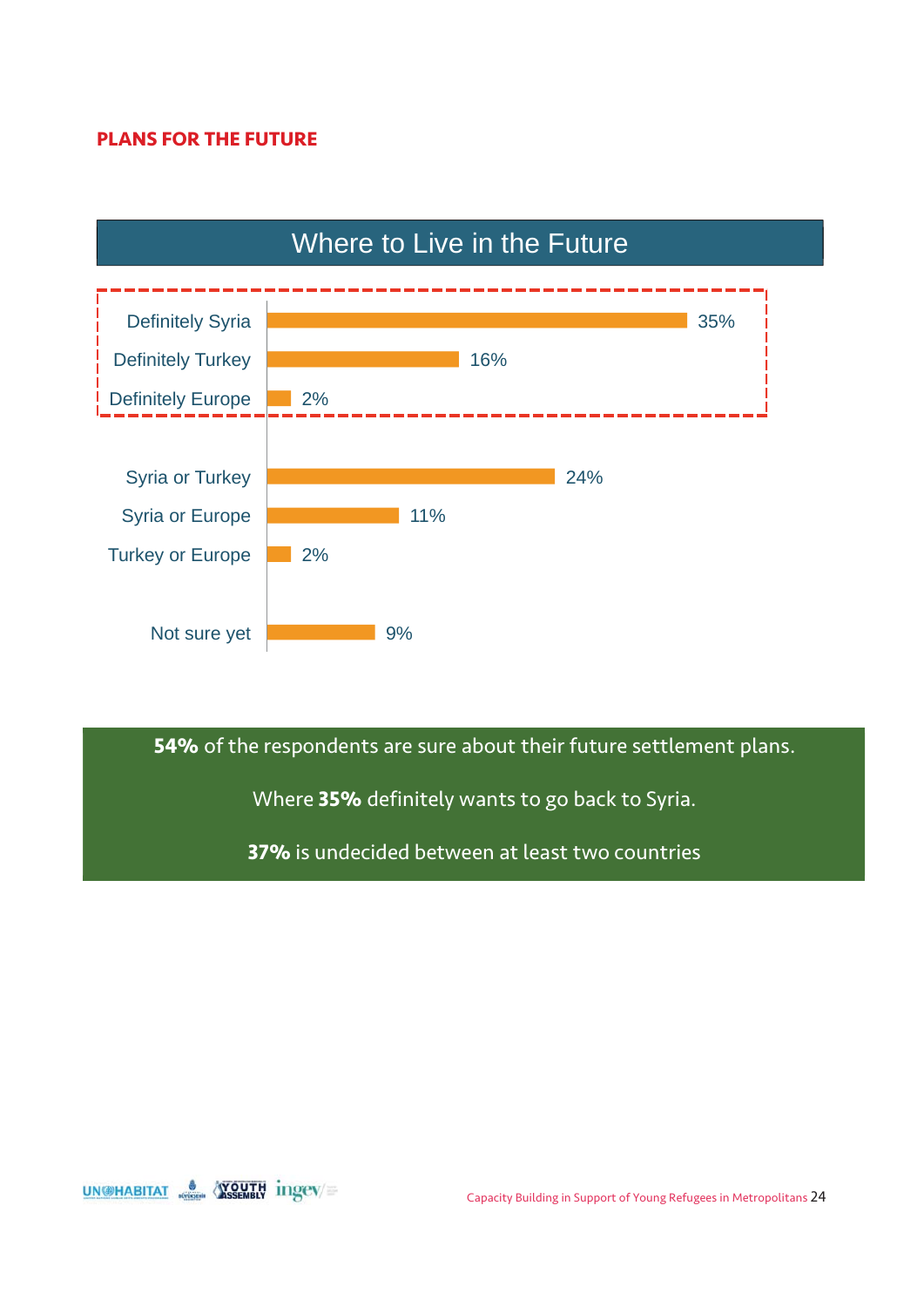## PLANS FOR THE FUTURE

### Where to Live in the Future

| Option | Percentage |
|---|---|
| Definitely Syria | 35% |
| Definitely Turkey | 16% |
| Definitely Europe | 2% |
| Syria or Turkey | 24% |
| Syria or Europe | 11% |
| Turkey or Europe | 2% |
| Not sure yet | 9% |

**54%** of the respondents are sure about their future settlement plans.

Where **35%** definitely wants to go back to Syria.

**37%** is undecided between at least two countries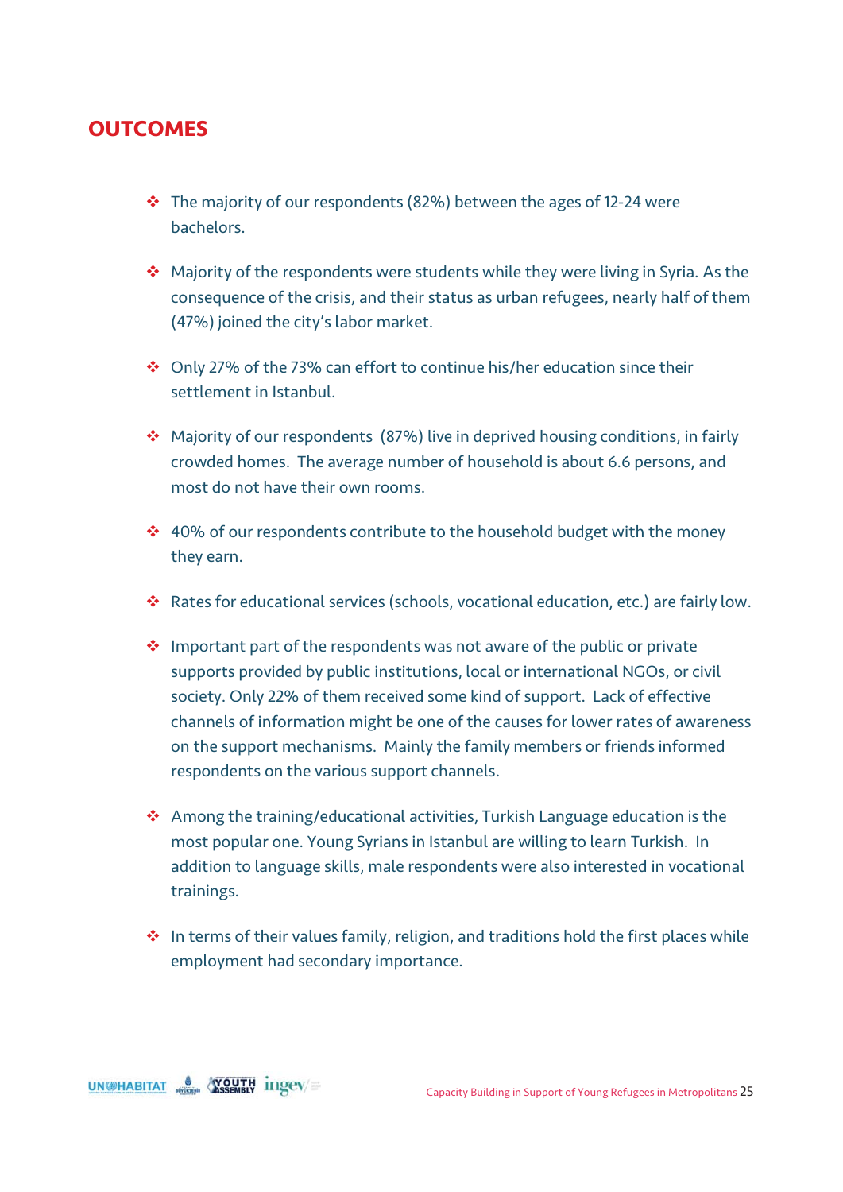# OUTCOMES

- The majority of our respondents (82%) between the ages of 12-24 were bachelors.
- Majority of the respondents were students while they were living in Syria. As the consequence of the crisis, and their status as urban refugees, nearly half of them (47%) joined the city's labor market.
- Only 27% of the 73% can effort to continue his/her education since their settlement in Istanbul.
- Majority of our respondents (87%) live in deprived housing conditions, in fairly crowded homes. The average number of household is about 6.6 persons, and most do not have their own rooms.
- 40% of our respondents contribute to the household budget with the money they earn.
- Rates for educational services (schools, vocational education, etc.) are fairly low.
- Important part of the respondents was not aware of the public or private supports provided by public institutions, local or international NGOs, or civil society. Only 22% of them received some kind of support. Lack of effective channels of information might be one of the causes for lower rates of awareness on the support mechanisms. Mainly the family members or friends informed respondents on the various support channels.
- Among the training/educational activities, Turkish Language education is the most popular one. Young Syrians in Istanbul are willing to learn Turkish. In addition to language skills, male respondents were also interested in vocational trainings.
- In terms of their values family, religion, and traditions hold the first places while employment had secondary importance.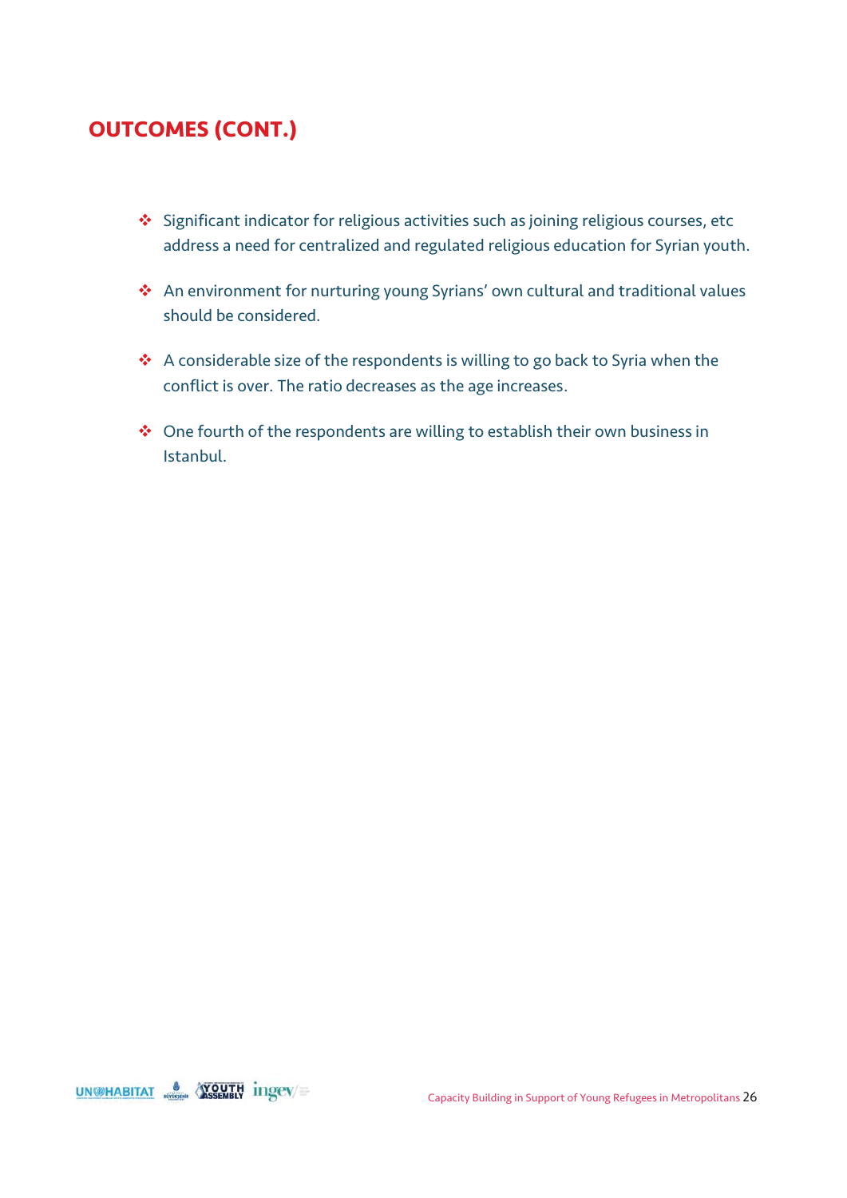## OUTCOMES (CONT.)

- Significant indicator for religious activities such as joining religious courses, etc address a need for centralized and regulated religious education for Syrian youth.
- An environment for nurturing young Syrians' own cultural and traditional values should be considered.
- A considerable size of the respondents is willing to go back to Syria when the conflict is over. The ratio decreases as the age increases.
- One fourth of the respondents are willing to establish their own business in Istanbul.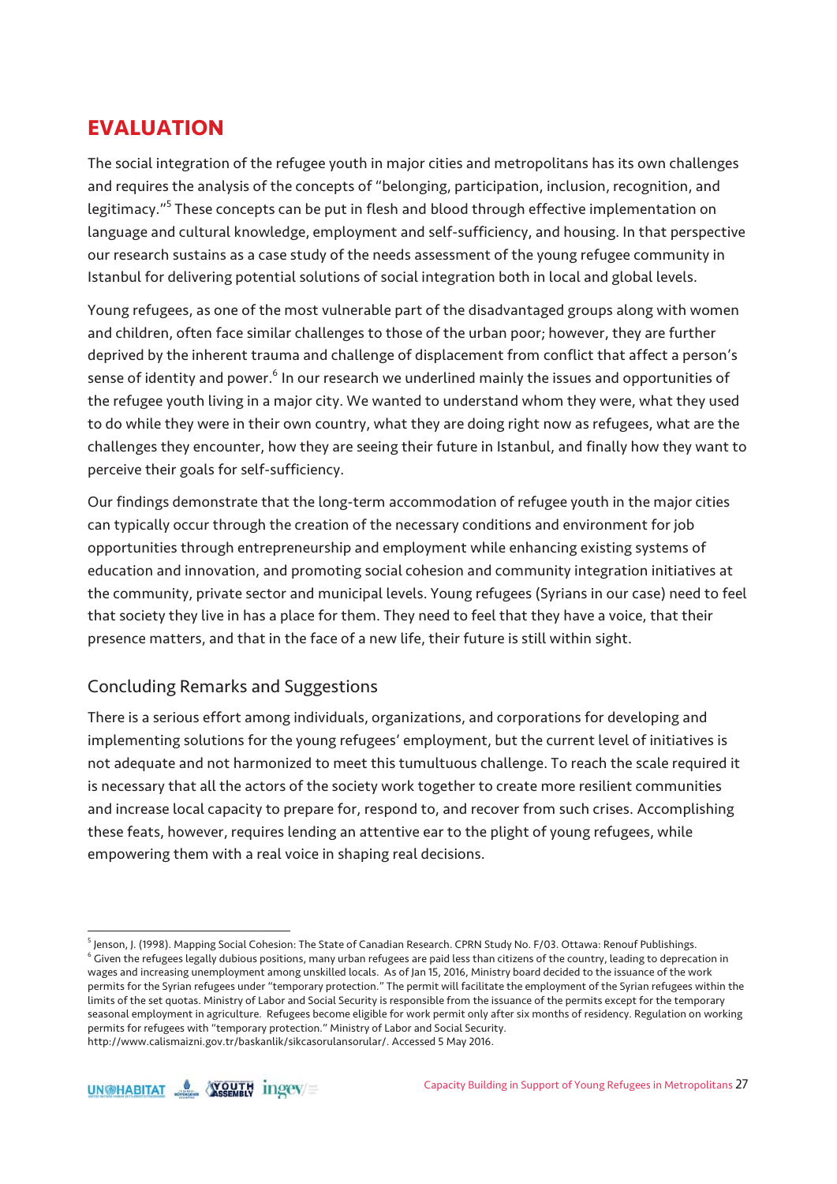# EVALUATION

The social integration of the refugee youth in major cities and metropolitans has its own challenges and requires the analysis of the concepts of "belonging, participation, inclusion, recognition, and legitimacy."[5] These concepts can be put in flesh and blood through effective implementation on language and cultural knowledge, employment and self-sufficiency, and housing. In that perspective our research sustains as a case study of the needs assessment of the young refugee community in Istanbul for delivering potential solutions of social integration both in local and global levels.

Young refugees, as one of the most vulnerable part of the disadvantaged groups along with women and children, often face similar challenges to those of the urban poor; however, they are further deprived by the inherent trauma and challenge of displacement from conflict that affect a person's sense of identity and power.[6] In our research we underlined mainly the issues and opportunities of the refugee youth living in a major city. We wanted to understand whom they were, what they used to do while they were in their own country, what they are doing right now as refugees, what are the challenges they encounter, how they are seeing their future in Istanbul, and finally how they want to perceive their goals for self-sufficiency.

Our findings demonstrate that the long-term accommodation of refugee youth in the major cities can typically occur through the creation of the necessary conditions and environment for job opportunities through entrepreneurship and employment while enhancing existing systems of education and innovation, and promoting social cohesion and community integration initiatives at the community, private sector and municipal levels. Young refugees (Syrians in our case) need to feel that society they live in has a place for them. They need to feel that they have a voice, that their presence matters, and that in the face of a new life, their future is still within sight.

## Concluding Remarks and Suggestions

There is a serious effort among individuals, organizations, and corporations for developing and implementing solutions for the young refugees' employment, but the current level of initiatives is not adequate and not harmonized to meet this tumultuous challenge. To reach the scale required it is necessary that all the actors of the society work together to create more resilient communities and increase local capacity to prepare for, respond to, and recover from such crises. Accomplishing these feats, however, requires lending an attentive ear to the plight of young refugees, while empowering them with a real voice in shaping real decisions.

---

[5] Jenson, J. (1998). Mapping Social Cohesion: The State of Canadian Research. CPRN Study No. F/03. Ottawa: Renouf Publishings.

[6] Given the refugees legally dubious positions, many urban refugees are paid less than citizens of the country, leading to deprecation in wages and increasing unemployment among unskilled locals. As of Jan 15, 2016, Ministry board decided to the issuance of the work permits for the Syrian refugees under "temporary protection." The permit will facilitate the employment of the Syrian refugees within the limits of the set quotas. Ministry of Labor and Social Security is responsible from the issuance of the permits except for the temporary seasonal employment in agriculture. Refugees become eligible for work permit only after six months of residency. Regulation on working permits for refugees with "temporary protection." Ministry of Labor and Social Security. http://www.calismaizni.gov.tr/baskanlik/sikcasorulansorular/. Accessed 5 May 2016.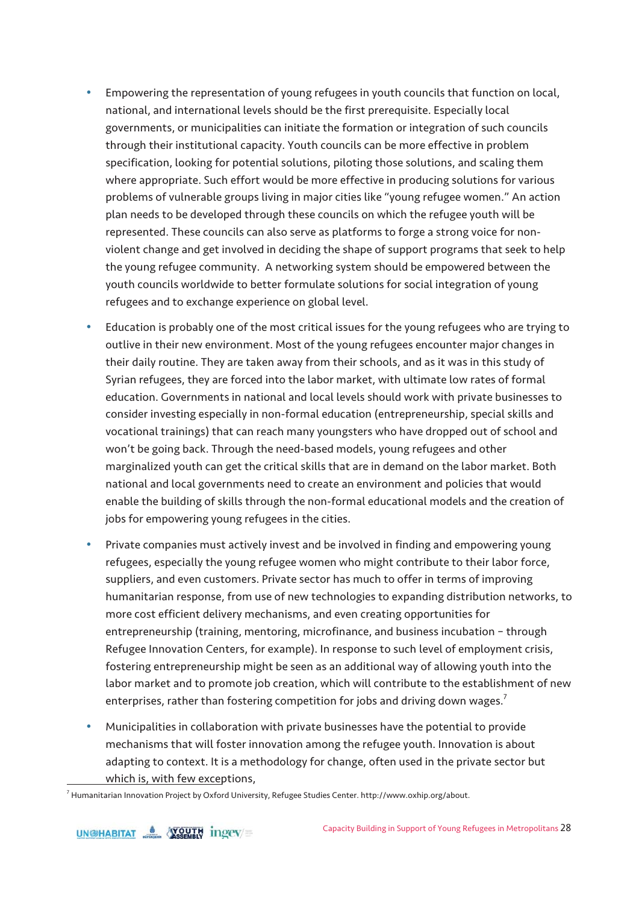- Empowering the representation of young refugees in youth councils that function on local, national, and international levels should be the first prerequisite. Especially local governments, or municipalities can initiate the formation or integration of such councils through their institutional capacity. Youth councils can be more effective in problem specification, looking for potential solutions, piloting those solutions, and scaling them where appropriate. Such effort would be more effective in producing solutions for various problems of vulnerable groups living in major cities like "young refugee women." An action plan needs to be developed through these councils on which the refugee youth will be represented. These councils can also serve as platforms to forge a strong voice for non-violent change and get involved in deciding the shape of support programs that seek to help the young refugee community. A networking system should be empowered between the youth councils worldwide to better formulate solutions for social integration of young refugees and to exchange experience on global level.
- Education is probably one of the most critical issues for the young refugees who are trying to outlive in their new environment. Most of the young refugees encounter major changes in their daily routine. They are taken away from their schools, and as it was in this study of Syrian refugees, they are forced into the labor market, with ultimate low rates of formal education. Governments in national and local levels should work with private businesses to consider investing especially in non-formal education (entrepreneurship, special skills and vocational trainings) that can reach many youngsters who have dropped out of school and won't be going back. Through the need-based models, young refugees and other marginalized youth can get the critical skills that are in demand on the labor market. Both national and local governments need to create an environment and policies that would enable the building of skills through the non-formal educational models and the creation of jobs for empowering young refugees in the cities.
- Private companies must actively invest and be involved in finding and empowering young refugees, especially the young refugee women who might contribute to their labor force, suppliers, and even customers. Private sector has much to offer in terms of improving humanitarian response, from use of new technologies to expanding distribution networks, to more cost efficient delivery mechanisms, and even creating opportunities for entrepreneurship (training, mentoring, microfinance, and business incubation – through Refugee Innovation Centers, for example). In response to such level of employment crisis, fostering entrepreneurship might be seen as an additional way of allowing youth into the labor market and to promote job creation, which will contribute to the establishment of new enterprises, rather than fostering competition for jobs and driving down wages.[7]
- Municipalities in collaboration with private businesses have the potential to provide mechanisms that will foster innovation among the refugee youth. Innovation is about adapting to context. It is a methodology for change, often used in the private sector but which is, with few exceptions,

[7] Humanitarian Innovation Project by Oxford University, Refugee Studies Center. http://www.oxhip.org/about.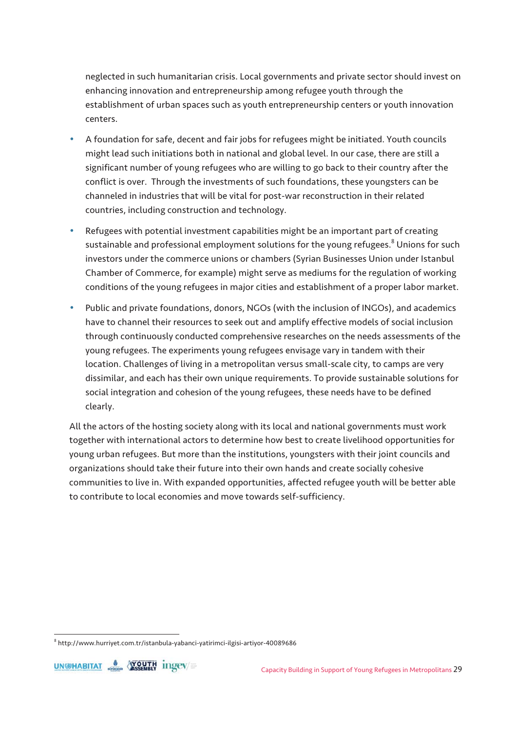neglected in such humanitarian crisis. Local governments and private sector should invest on enhancing innovation and entrepreneurship among refugee youth through the establishment of urban spaces such as youth entrepreneurship centers or youth innovation centers.

- A foundation for safe, decent and fair jobs for refugees might be initiated. Youth councils might lead such initiations both in national and global level. In our case, there are still a significant number of young refugees who are willing to go back to their country after the conflict is over. Through the investments of such foundations, these youngsters can be channeled in industries that will be vital for post-war reconstruction in their related countries, including construction and technology.
- Refugees with potential investment capabilities might be an important part of creating sustainable and professional employment solutions for the young refugees.[8] Unions for such investors under the commerce unions or chambers (Syrian Businesses Union under Istanbul Chamber of Commerce, for example) might serve as mediums for the regulation of working conditions of the young refugees in major cities and establishment of a proper labor market.
- Public and private foundations, donors, NGOs (with the inclusion of INGOs), and academics have to channel their resources to seek out and amplify effective models of social inclusion through continuously conducted comprehensive researches on the needs assessments of the young refugees. The experiments young refugees envisage vary in tandem with their location. Challenges of living in a metropolitan versus small-scale city, to camps are very dissimilar, and each has their own unique requirements. To provide sustainable solutions for social integration and cohesion of the young refugees, these needs have to be defined clearly.

All the actors of the hosting society along with its local and national governments must work together with international actors to determine how best to create livelihood opportunities for young urban refugees. But more than the institutions, youngsters with their joint councils and organizations should take their future into their own hands and create socially cohesive communities to live in. With expanded opportunities, affected refugee youth will be better able to contribute to local economies and move towards self-sufficiency.

[8] http://www.hurriyet.com.tr/istanbula-yabanci-yatirimci-ilgisi-artiyor-40089686